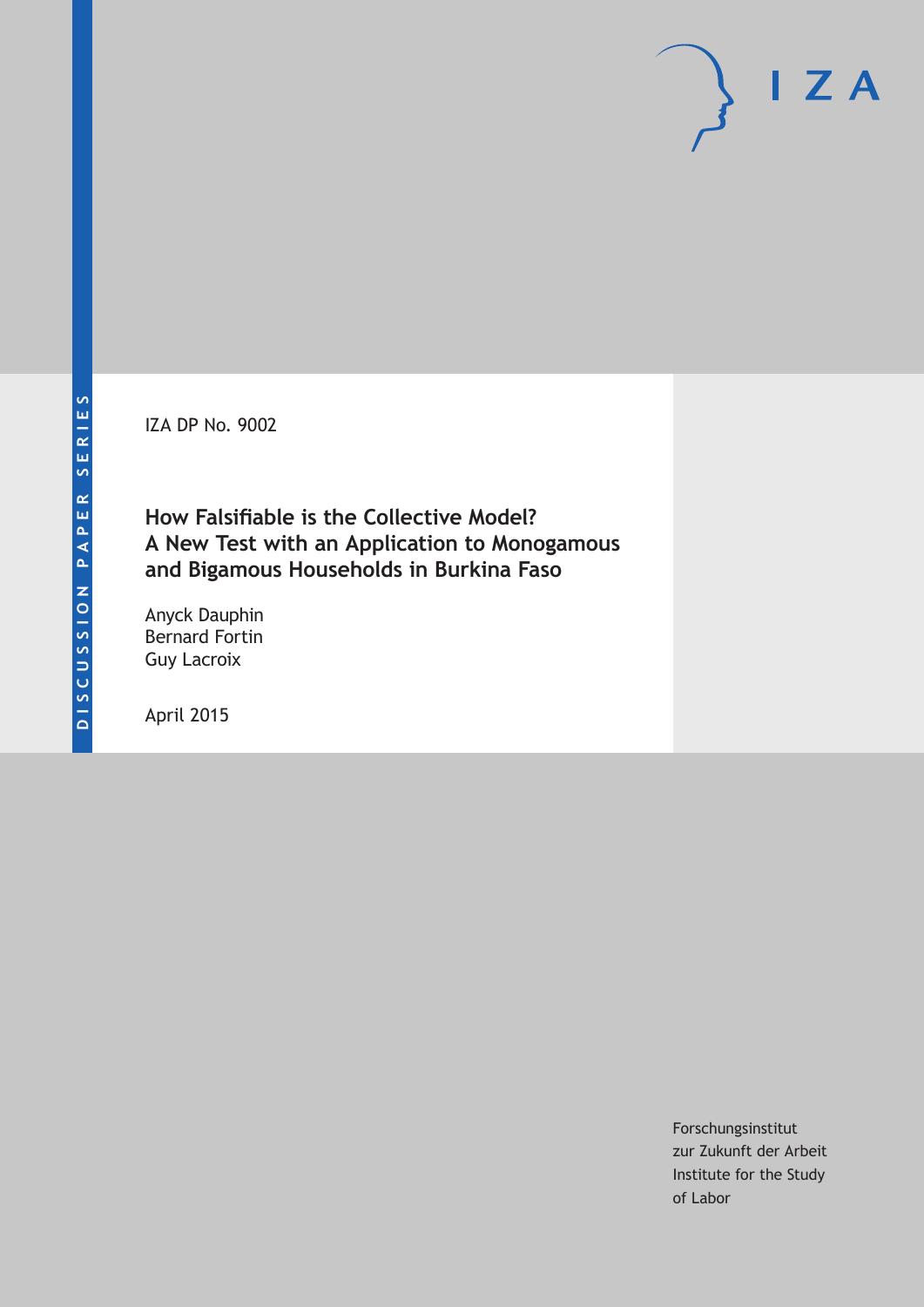DISCUSSION PAPER SERIES

IZA DP No. 9002

# How Falsifiable is the Collective Model? A New Test with an Application to Monogamous and Bigamous Households in Burkina Faso

Anyck Dauphin
Bernard Fortin
Guy Lacroix

April 2015

Forschungsinstitut
zur Zukunft der Arbeit
Institute for the Study
of Labor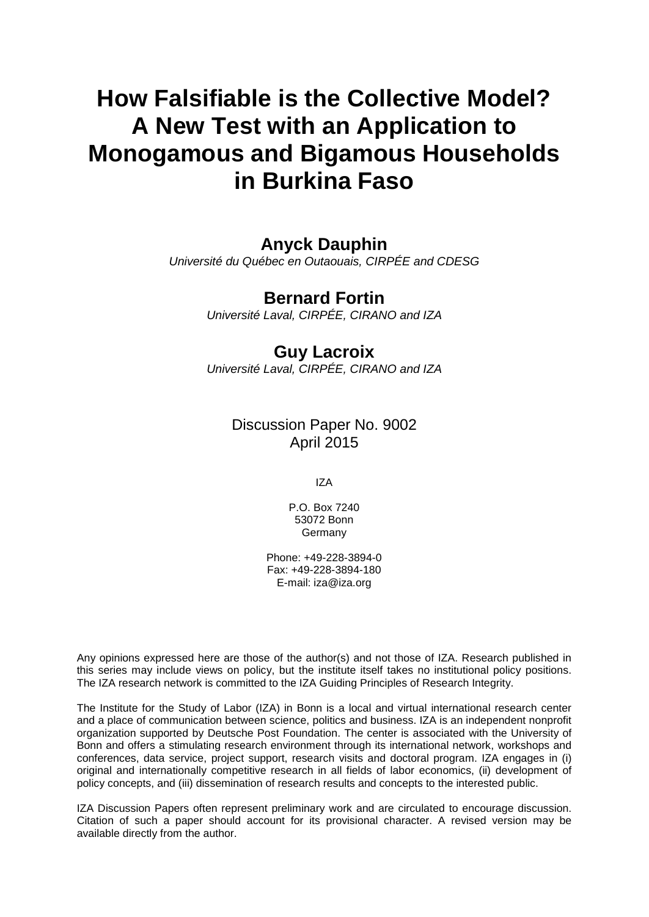# How Falsifiable is the Collective Model? A New Test with an Application to Monogamous and Bigamous Households in Burkina Faso

**Anyck Dauphin**

*Université du Québec en Outaouais, CIRPÉE and CDESG*

**Bernard Fortin**

*Université Laval, CIRPÉE, CIRANO and IZA*

**Guy Lacroix**

*Université Laval, CIRPÉE, CIRANO and IZA*

Discussion Paper No. 9002
April 2015

IZA

P.O. Box 7240
53072 Bonn
Germany

Phone: +49-228-3894-0
Fax: +49-228-3894-180
E-mail: iza@iza.org

Any opinions expressed here are those of the author(s) and not those of IZA. Research published in this series may include views on policy, but the institute itself takes no institutional policy positions. The IZA research network is committed to the IZA Guiding Principles of Research Integrity.

The Institute for the Study of Labor (IZA) in Bonn is a local and virtual international research center and a place of communication between science, politics and business. IZA is an independent nonprofit organization supported by Deutsche Post Foundation. The center is associated with the University of Bonn and offers a stimulating research environment through its international network, workshops and conferences, data service, project support, research visits and doctoral program. IZA engages in (i) original and internationally competitive research in all fields of labor economics, (ii) development of policy concepts, and (iii) dissemination of research results and concepts to the interested public.

IZA Discussion Papers often represent preliminary work and are circulated to encourage discussion. Citation of such a paper should account for its provisional character. A revised version may be available directly from the author.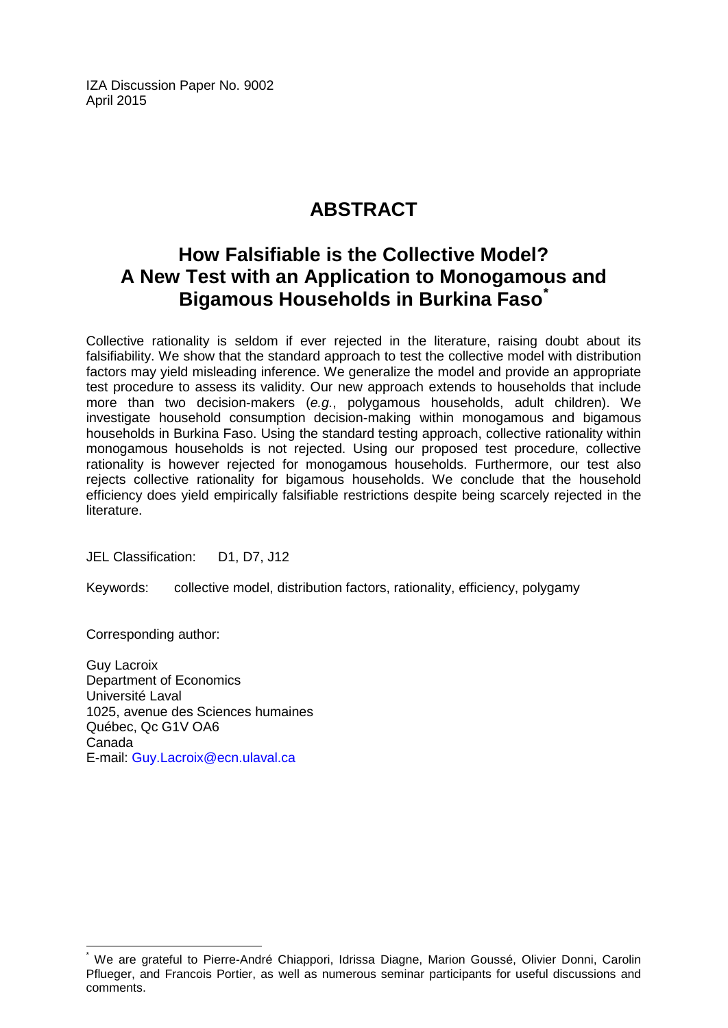IZA Discussion Paper No. 9002
April 2015

# ABSTRACT

## How Falsifiable is the Collective Model? A New Test with an Application to Monogamous and Bigamous Households in Burkina Faso[*]

Collective rationality is seldom if ever rejected in the literature, raising doubt about its falsifiability. We show that the standard approach to test the collective model with distribution factors may yield misleading inference. We generalize the model and provide an appropriate test procedure to assess its validity. Our new approach extends to households that include more than two decision-makers (*e.g.*, polygamous households, adult children). We investigate household consumption decision-making within monogamous and bigamous households in Burkina Faso. Using the standard testing approach, collective rationality within monogamous households is not rejected. Using our proposed test procedure, collective rationality is however rejected for monogamous households. Furthermore, our test also rejects collective rationality for bigamous households. We conclude that the household efficiency does yield empirically falsifiable restrictions despite being scarcely rejected in the literature.

JEL Classification: D1, D7, J12

Keywords: collective model, distribution factors, rationality, efficiency, polygamy

Corresponding author:

Guy Lacroix
Department of Economics
Université Laval
1025, avenue des Sciences humaines
Québec, Qc G1V OA6
Canada
E-mail: Guy.Lacroix@ecn.ulaval.ca

---

[*] We are grateful to Pierre-André Chiappori, Idrissa Diagne, Marion Goussé, Olivier Donni, Carolin Pflueger, and Francois Portier, as well as numerous seminar participants for useful discussions and comments.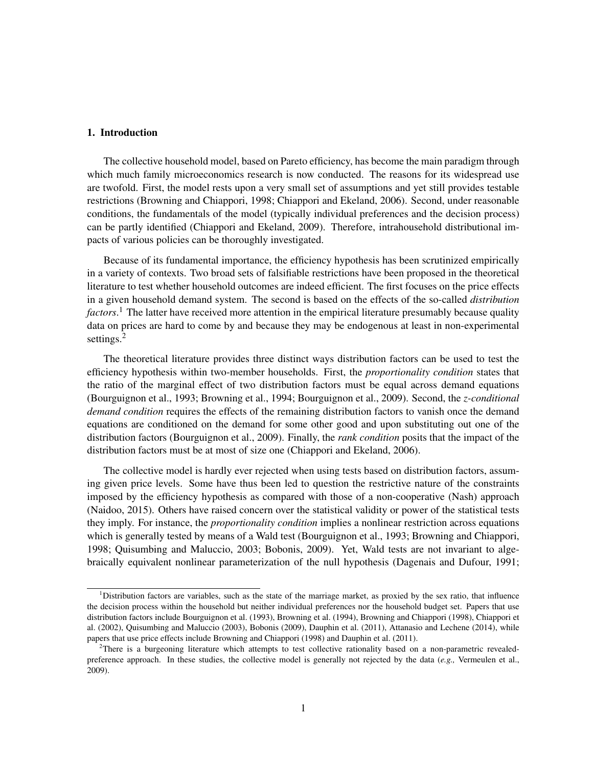## 1. Introduction

The collective household model, based on Pareto efficiency, has become the main paradigm through which much family microeconomics research is now conducted. The reasons for its widespread use are twofold. First, the model rests upon a very small set of assumptions and yet still provides testable restrictions (Browning and Chiappori, 1998; Chiappori and Ekeland, 2006). Second, under reasonable conditions, the fundamentals of the model (typically individual preferences and the decision process) can be partly identified (Chiappori and Ekeland, 2009). Therefore, intrahousehold distributional impacts of various policies can be thoroughly investigated.

Because of its fundamental importance, the efficiency hypothesis has been scrutinized empirically in a variety of contexts. Two broad sets of falsifiable restrictions have been proposed in the theoretical literature to test whether household outcomes are indeed efficient. The first focuses on the price effects in a given household demand system. The second is based on the effects of the so-called *distribution factors*.[1] The latter have received more attention in the empirical literature presumably because quality data on prices are hard to come by and because they may be endogenous at least in non-experimental settings.[2]

The theoretical literature provides three distinct ways distribution factors can be used to test the efficiency hypothesis within two-member households. First, the *proportionality condition* states that the ratio of the marginal effect of two distribution factors must be equal across demand equations (Bourguignon et al., 1993; Browning et al., 1994; Bourguignon et al., 2009). Second, the *z-conditional demand condition* requires the effects of the remaining distribution factors to vanish once the demand equations are conditioned on the demand for some other good and upon substituting out one of the distribution factors (Bourguignon et al., 2009). Finally, the *rank condition* posits that the impact of the distribution factors must be at most of size one (Chiappori and Ekeland, 2006).

The collective model is hardly ever rejected when using tests based on distribution factors, assuming given price levels. Some have thus been led to question the restrictive nature of the constraints imposed by the efficiency hypothesis as compared with those of a non-cooperative (Nash) approach (Naidoo, 2015). Others have raised concern over the statistical validity or power of the statistical tests they imply. For instance, the *proportionality condition* implies a nonlinear restriction across equations which is generally tested by means of a Wald test (Bourguignon et al., 1993; Browning and Chiappori, 1998; Quisumbing and Maluccio, 2003; Bobonis, 2009). Yet, Wald tests are not invariant to algebraically equivalent nonlinear parameterization of the null hypothesis (Dagenais and Dufour, 1991;

[1] Distribution factors are variables, such as the state of the marriage market, as proxied by the sex ratio, that influence the decision process within the household but neither individual preferences nor the household budget set. Papers that use distribution factors include Bourguignon et al. (1993), Browning et al. (1994), Browning and Chiappori (1998), Chiappori et al. (2002), Quisumbing and Maluccio (2003), Bobonis (2009), Dauphin et al. (2011), Attanasio and Lechene (2014), while papers that use price effects include Browning and Chiappori (1998) and Dauphin et al. (2011).

[2] There is a burgeoning literature which attempts to test collective rationality based on a non-parametric revealed-preference approach. In these studies, the collective model is generally not rejected by the data (*e.g.,* Vermeulen et al., 2009).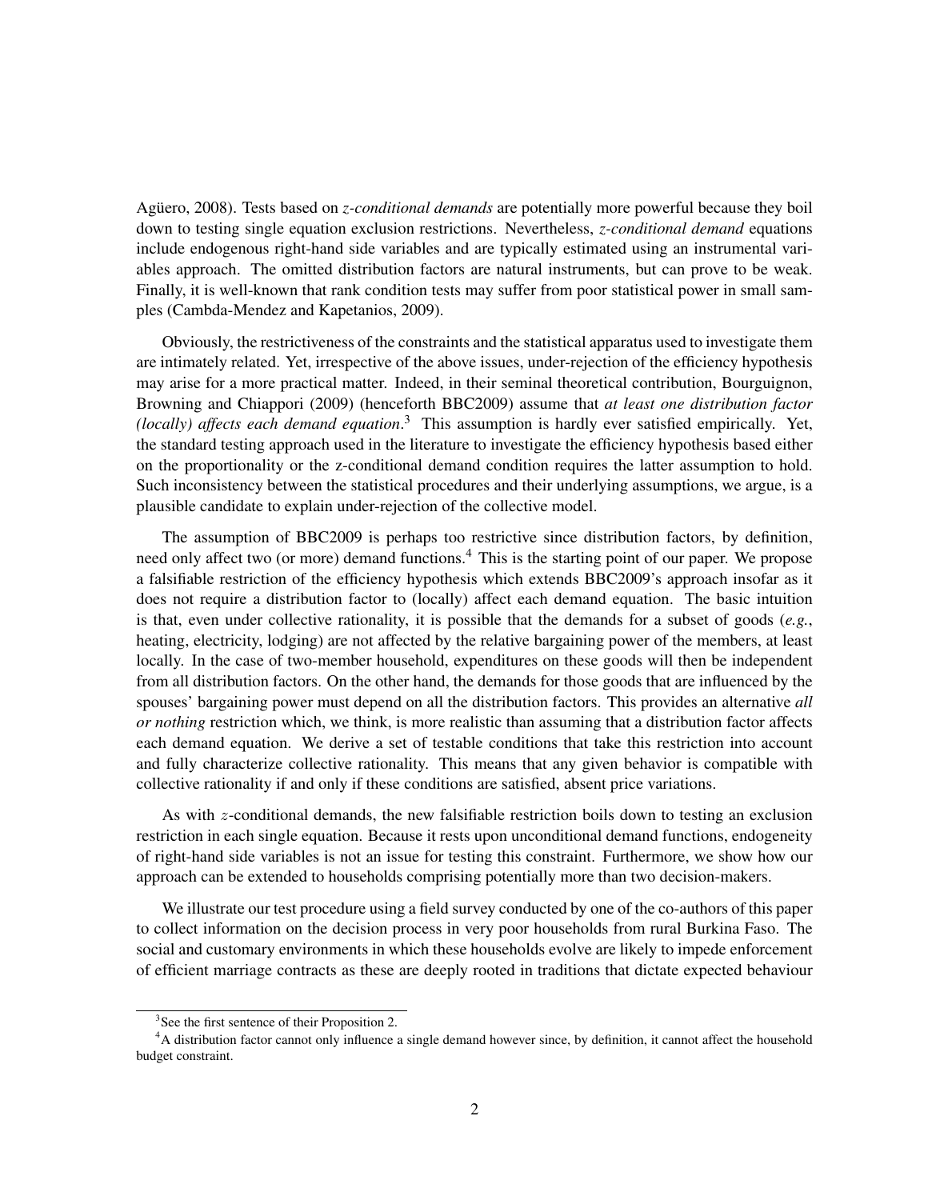Agüero, 2008). Tests based on *z-conditional demands* are potentially more powerful because they boil down to testing single equation exclusion restrictions. Nevertheless, *z-conditional demand* equations include endogenous right-hand side variables and are typically estimated using an instrumental variables approach. The omitted distribution factors are natural instruments, but can prove to be weak. Finally, it is well-known that rank condition tests may suffer from poor statistical power in small samples (Cambda-Mendez and Kapetanios, 2009).

Obviously, the restrictiveness of the constraints and the statistical apparatus used to investigate them are intimately related. Yet, irrespective of the above issues, under-rejection of the efficiency hypothesis may arise for a more practical matter. Indeed, in their seminal theoretical contribution, Bourguignon, Browning and Chiappori (2009) (henceforth BBC2009) assume that *at least one distribution factor (locally) affects each demand equation*.[3] This assumption is hardly ever satisfied empirically. Yet, the standard testing approach used in the literature to investigate the efficiency hypothesis based either on the proportionality or the z-conditional demand condition requires the latter assumption to hold. Such inconsistency between the statistical procedures and their underlying assumptions, we argue, is a plausible candidate to explain under-rejection of the collective model.

The assumption of BBC2009 is perhaps too restrictive since distribution factors, by definition, need only affect two (or more) demand functions.[4] This is the starting point of our paper. We propose a falsifiable restriction of the efficiency hypothesis which extends BBC2009's approach insofar as it does not require a distribution factor to (locally) affect each demand equation. The basic intuition is that, even under collective rationality, it is possible that the demands for a subset of goods (*e.g.*, heating, electricity, lodging) are not affected by the relative bargaining power of the members, at least locally. In the case of two-member household, expenditures on these goods will then be independent from all distribution factors. On the other hand, the demands for those goods that are influenced by the spouses' bargaining power must depend on all the distribution factors. This provides an alternative *all or nothing* restriction which, we think, is more realistic than assuming that a distribution factor affects each demand equation. We derive a set of testable conditions that take this restriction into account and fully characterize collective rationality. This means that any given behavior is compatible with collective rationality if and only if these conditions are satisfied, absent price variations.

As with $z$-conditional demands, the new falsifiable restriction boils down to testing an exclusion restriction in each single equation. Because it rests upon unconditional demand functions, endogeneity of right-hand side variables is not an issue for testing this constraint. Furthermore, we show how our approach can be extended to households comprising potentially more than two decision-makers.

We illustrate our test procedure using a field survey conducted by one of the co-authors of this paper to collect information on the decision process in very poor households from rural Burkina Faso. The social and customary environments in which these households evolve are likely to impede enforcement of efficient marriage contracts as these are deeply rooted in traditions that dictate expected behaviour

---

[3] See the first sentence of their Proposition 2.

[4] A distribution factor cannot only influence a single demand however since, by definition, it cannot affect the household budget constraint.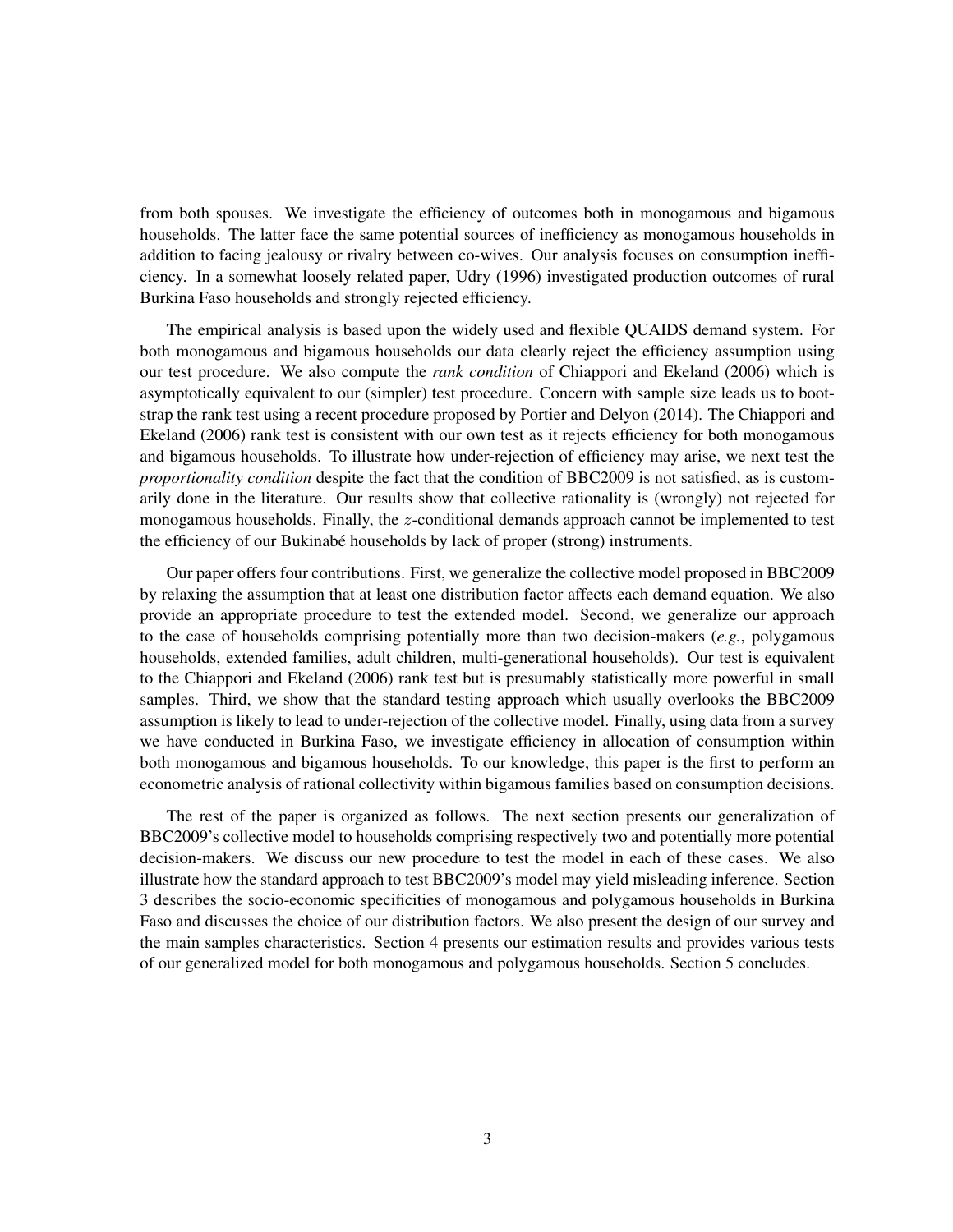from both spouses. We investigate the efficiency of outcomes both in monogamous and bigamous households. The latter face the same potential sources of inefficiency as monogamous households in addition to facing jealousy or rivalry between co-wives. Our analysis focuses on consumption inefficiency. In a somewhat loosely related paper, Udry (1996) investigated production outcomes of rural Burkina Faso households and strongly rejected efficiency.

The empirical analysis is based upon the widely used and flexible QUAIDS demand system. For both monogamous and bigamous households our data clearly reject the efficiency assumption using our test procedure. We also compute the *rank condition* of Chiappori and Ekeland (2006) which is asymptotically equivalent to our (simpler) test procedure. Concern with sample size leads us to bootstrap the rank test using a recent procedure proposed by Portier and Delyon (2014). The Chiappori and Ekeland (2006) rank test is consistent with our own test as it rejects efficiency for both monogamous and bigamous households. To illustrate how under-rejection of efficiency may arise, we next test the *proportionality condition* despite the fact that the condition of BBC2009 is not satisfied, as is customarily done in the literature. Our results show that collective rationality is (wrongly) not rejected for monogamous households. Finally, the $z$-conditional demands approach cannot be implemented to test the efficiency of our Bukinabé households by lack of proper (strong) instruments.

Our paper offers four contributions. First, we generalize the collective model proposed in BBC2009 by relaxing the assumption that at least one distribution factor affects each demand equation. We also provide an appropriate procedure to test the extended model. Second, we generalize our approach to the case of households comprising potentially more than two decision-makers (*e.g.*, polygamous households, extended families, adult children, multi-generational households). Our test is equivalent to the Chiappori and Ekeland (2006) rank test but is presumably statistically more powerful in small samples. Third, we show that the standard testing approach which usually overlooks the BBC2009 assumption is likely to lead to under-rejection of the collective model. Finally, using data from a survey we have conducted in Burkina Faso, we investigate efficiency in allocation of consumption within both monogamous and bigamous households. To our knowledge, this paper is the first to perform an econometric analysis of rational collectivity within bigamous families based on consumption decisions.

The rest of the paper is organized as follows. The next section presents our generalization of BBC2009's collective model to households comprising respectively two and potentially more potential decision-makers. We discuss our new procedure to test the model in each of these cases. We also illustrate how the standard approach to test BBC2009's model may yield misleading inference. Section 3 describes the socio-economic specificities of monogamous and polygamous households in Burkina Faso and discusses the choice of our distribution factors. We also present the design of our survey and the main samples characteristics. Section 4 presents our estimation results and provides various tests of our generalized model for both monogamous and polygamous households. Section 5 concludes.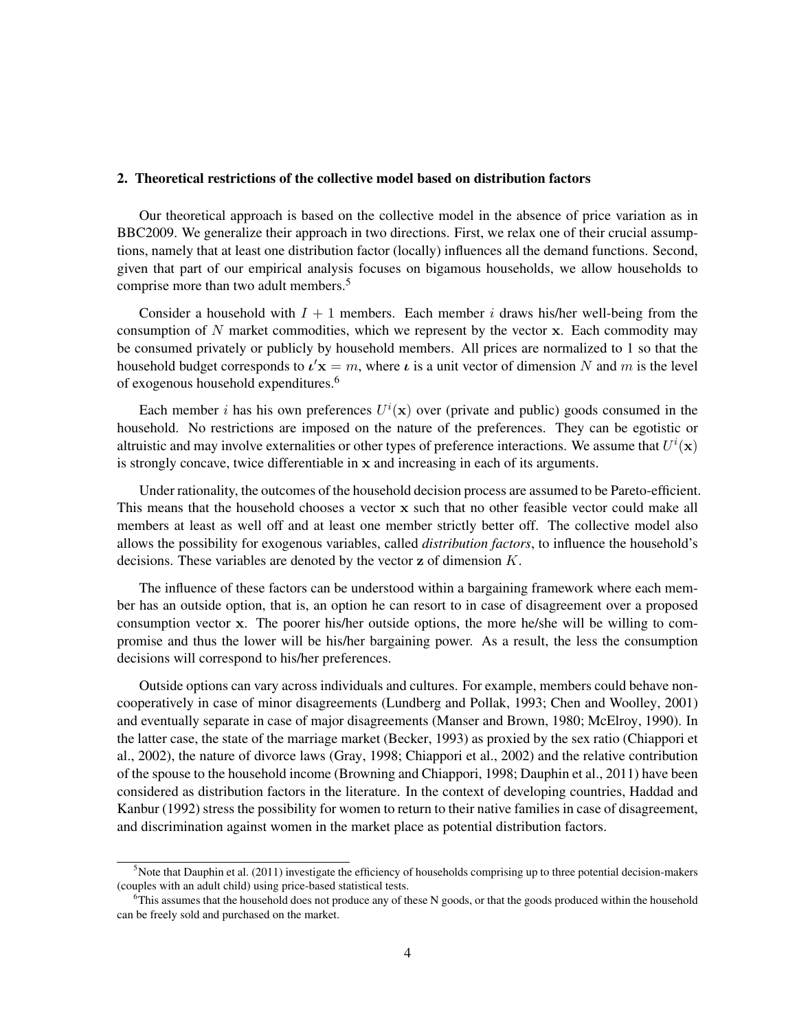## 2. Theoretical restrictions of the collective model based on distribution factors

Our theoretical approach is based on the collective model in the absence of price variation as in BBC2009. We generalize their approach in two directions. First, we relax one of their crucial assumptions, namely that at least one distribution factor (locally) influences all the demand functions. Second, given that part of our empirical analysis focuses on bigamous households, we allow households to comprise more than two adult members.[5]

Consider a household with $I + 1$ members. Each member $i$ draws his/her well-being from the consumption of $N$ market commodities, which we represent by the vector $\mathbf{x}$. Each commodity may be consumed privately or publicly by household members. All prices are normalized to 1 so that the household budget corresponds to $\boldsymbol{\iota}'\mathbf{x} = m$, where $\boldsymbol{\iota}$ is a unit vector of dimension $N$ and $m$ is the level of exogenous household expenditures.[6]

Each member $i$ has his own preferences $U^i(\mathbf{x})$ over (private and public) goods consumed in the household. No restrictions are imposed on the nature of the preferences. They can be egotistic or altruistic and may involve externalities or other types of preference interactions. We assume that $U^i(\mathbf{x})$ is strongly concave, twice differentiable in $\mathbf{x}$ and increasing in each of its arguments.

Under rationality, the outcomes of the household decision process are assumed to be Pareto-efficient. This means that the household chooses a vector $\mathbf{x}$ such that no other feasible vector could make all members at least as well off and at least one member strictly better off. The collective model also allows the possibility for exogenous variables, called *distribution factors*, to influence the household's decisions. These variables are denoted by the vector $\mathbf{z}$ of dimension $K$.

The influence of these factors can be understood within a bargaining framework where each member has an outside option, that is, an option he can resort to in case of disagreement over a proposed consumption vector $\mathbf{x}$. The poorer his/her outside options, the more he/she will be willing to compromise and thus the lower will be his/her bargaining power. As a result, the less the consumption decisions will correspond to his/her preferences.

Outside options can vary across individuals and cultures. For example, members could behave non-cooperatively in case of minor disagreements (Lundberg and Pollak, 1993; Chen and Woolley, 2001) and eventually separate in case of major disagreements (Manser and Brown, 1980; McElroy, 1990). In the latter case, the state of the marriage market (Becker, 1993) as proxied by the sex ratio (Chiappori et al., 2002), the nature of divorce laws (Gray, 1998; Chiappori et al., 2002) and the relative contribution of the spouse to the household income (Browning and Chiappori, 1998; Dauphin et al., 2011) have been considered as distribution factors in the literature. In the context of developing countries, Haddad and Kanbur (1992) stress the possibility for women to return to their native families in case of disagreement, and discrimination against women in the market place as potential distribution factors.

[5] Note that Dauphin et al. (2011) investigate the efficiency of households comprising up to three potential decision-makers (couples with an adult child) using price-based statistical tests.

[6] This assumes that the household does not produce any of these N goods, or that the goods produced within the household can be freely sold and purchased on the market.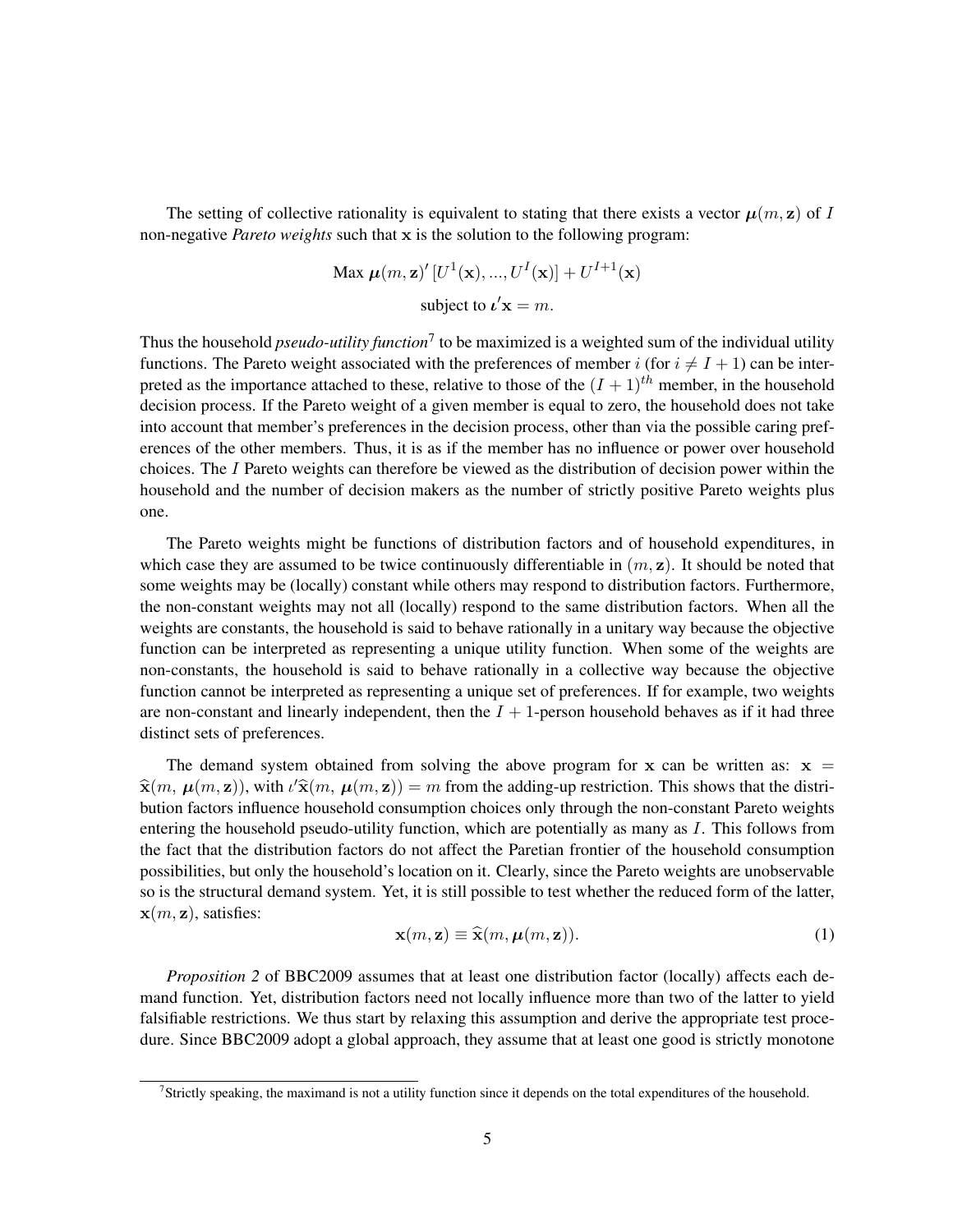The setting of collective rationality is equivalent to stating that there exists a vector $\boldsymbol{\mu}(m, \mathbf{z})$ of $I$ non-negative *Pareto weights* such that $\mathbf{x}$ is the solution to the following program:

$$\text{Max } \boldsymbol{\mu}(m, \mathbf{z})' \left[U^1(\mathbf{x}), ..., U^I(\mathbf{x})\right] + U^{I+1}(\mathbf{x})$$

$$\text{subject to } \boldsymbol{\iota}'\mathbf{x} = m.$$

Thus the household *pseudo-utility function*[7] to be maximized is a weighted sum of the individual utility functions. The Pareto weight associated with the preferences of member $i$ (for $i \neq I+1$) can be interpreted as the importance attached to these, relative to those of the $(I+1)^{th}$ member, in the household decision process. If the Pareto weight of a given member is equal to zero, the household does not take into account that member's preferences in the decision process, other than via the possible caring preferences of the other members. Thus, it is as if the member has no influence or power over household choices. The $I$ Pareto weights can therefore be viewed as the distribution of decision power within the household and the number of decision makers as the number of strictly positive Pareto weights plus one.

The Pareto weights might be functions of distribution factors and of household expenditures, in which case they are assumed to be twice continuously differentiable in $(m, \mathbf{z})$. It should be noted that some weights may be (locally) constant while others may respond to distribution factors. Furthermore, the non-constant weights may not all (locally) respond to the same distribution factors. When all the weights are constants, the household is said to behave rationally in a unitary way because the objective function can be interpreted as representing a unique utility function. When some of the weights are non-constants, the household is said to behave rationally in a collective way because the objective function cannot be interpreted as representing a unique set of preferences. If for example, two weights are non-constant and linearly independent, then the $I+1$-person household behaves as if it had three distinct sets of preferences.

The demand system obtained from solving the above program for $\mathbf{x}$ can be written as: $\mathbf{x} = \widehat{\mathbf{x}}(m, \boldsymbol{\mu}(m, \mathbf{z}))$, with $\iota'\widehat{\mathbf{x}}(m, \boldsymbol{\mu}(m, \mathbf{z})) = m$ from the adding-up restriction. This shows that the distribution factors influence household consumption choices only through the non-constant Pareto weights entering the household pseudo-utility function, which are potentially as many as $I$. This follows from the fact that the distribution factors do not affect the Paretian frontier of the household consumption possibilities, but only the household's location on it. Clearly, since the Pareto weights are unobservable so is the structural demand system. Yet, it is still possible to test whether the reduced form of the latter, $\mathbf{x}(m, \mathbf{z})$, satisfies:

$$\mathbf{x}(m, \mathbf{z}) \equiv \widehat{\mathbf{x}}(m, \boldsymbol{\mu}(m, \mathbf{z})). \tag{1}$$

*Proposition 2* of BBC2009 assumes that at least one distribution factor (locally) affects each demand function. Yet, distribution factors need not locally influence more than two of the latter to yield falsifiable restrictions. We thus start by relaxing this assumption and derive the appropriate test procedure. Since BBC2009 adopt a global approach, they assume that at least one good is strictly monotone

[7] Strictly speaking, the maximand is not a utility function since it depends on the total expenditures of the household.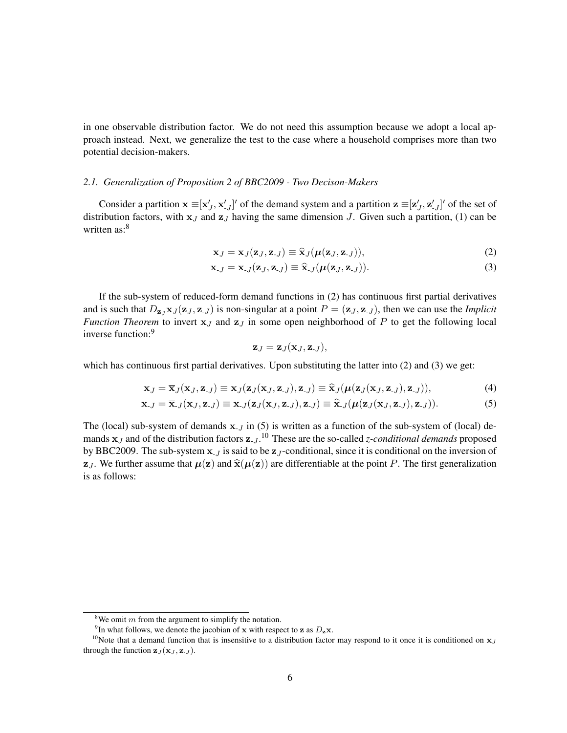in one observable distribution factor. We do not need this assumption because we adopt a local approach instead. Next, we generalize the test to the case where a household comprises more than two potential decision-makers.

### *2.1. Generalization of Proposition 2 of BBC2009 - Two Decison-Makers*

Consider a partition $\mathbf{x} \equiv [\mathbf{x}'_J, \mathbf{x}'_{\text{-}J}]'$ of the demand system and a partition $\mathbf{z} \equiv [\mathbf{z}'_J, \mathbf{z}'_{\text{-}J}]'$ of the set of distribution factors, with $\mathbf{x}_J$ and $\mathbf{z}_J$ having the same dimension $J$. Given such a partition, (1) can be written as:[8]

$$\mathbf{x}_J = \mathbf{x}_J(\mathbf{z}_J, \mathbf{z}_{\text{-}J}) \equiv \widehat{\mathbf{x}}_J(\boldsymbol{\mu}(\mathbf{z}_J, \mathbf{z}_{\text{-}J})), \tag{2}$$

$$\mathbf{x}_{\text{-}J} = \mathbf{x}_{\text{-}J}(\mathbf{z}_J, \mathbf{z}_{\text{-}J}) \equiv \widehat{\mathbf{x}}_{\text{-}J}(\boldsymbol{\mu}(\mathbf{z}_J, \mathbf{z}_{\text{-}J})). \tag{3}$$

If the sub-system of reduced-form demand functions in (2) has continuous first partial derivatives and is such that $D_{\mathbf{z}_J}\mathbf{x}_J(\mathbf{z}_J, \mathbf{z}_{\text{-}J})$ is non-singular at a point $P = (\mathbf{z}_J, \mathbf{z}_{\text{-}J})$, then we can use the *Implicit Function Theorem* to invert $\mathbf{x}_J$ and $\mathbf{z}_J$ in some open neighborhood of $P$ to get the following local inverse function:[9]

$$\mathbf{z}_J = \mathbf{z}_J(\mathbf{x}_J, \mathbf{z}_{\text{-}J}),$$

which has continuous first partial derivatives. Upon substituting the latter into (2) and (3) we get:

$$\mathbf{x}_J = \overline{\mathbf{x}}_J(\mathbf{x}_J, \mathbf{z}_{\text{-}J}) \equiv \mathbf{x}_J(\mathbf{z}_J(\mathbf{x}_J, \mathbf{z}_{\text{-}J}), \mathbf{z}_{\text{-}J}) \equiv \widehat{\mathbf{x}}_J(\boldsymbol{\mu}(\mathbf{z}_J(\mathbf{x}_J, \mathbf{z}_{\text{-}J}), \mathbf{z}_{\text{-}J})), \tag{4}$$

$$\mathbf{x}_{\text{-}J} = \overline{\mathbf{x}}_{\text{-}J}(\mathbf{x}_J, \mathbf{z}_{\text{-}J}) \equiv \mathbf{x}_{\text{-}J}(\mathbf{z}_J(\mathbf{x}_J, \mathbf{z}_{\text{-}J}), \mathbf{z}_{\text{-}J}) \equiv \widehat{\mathbf{x}}_{\text{-}J}(\boldsymbol{\mu}(\mathbf{z}_J(\mathbf{x}_J, \mathbf{z}_{\text{-}J}), \mathbf{z}_{\text{-}J})). \tag{5}$$

The (local) sub-system of demands $\mathbf{x}_{\text{-}J}$ in (5) is written as a function of the sub-system of (local) demands $\mathbf{x}_J$ and of the distribution factors $\mathbf{z}_{\text{-}J}$.[10] These are the so-called *z-conditional demands* proposed by BBC2009. The sub-system $\mathbf{x}_{\text{-}J}$ is said to be $\mathbf{z}_J$-conditional, since it is conditional on the inversion of $\mathbf{z}_J$. We further assume that $\boldsymbol{\mu}(\mathbf{z})$ and $\widehat{\mathbf{x}}(\boldsymbol{\mu}(\mathbf{z}))$ are differentiable at the point $P$. The first generalization is as follows:

---

[8] We omit $m$ from the argument to simplify the notation.

[9] In what follows, we denote the jacobian of $\mathbf{x}$ with respect to $\mathbf{z}$ as $D_{\mathbf{z}}\mathbf{x}$.

[10] Note that a demand function that is insensitive to a distribution factor may respond to it once it is conditioned on $\mathbf{x}_J$ through the function $\mathbf{z}_J(\mathbf{x}_J, \mathbf{z}_{\text{-}J})$.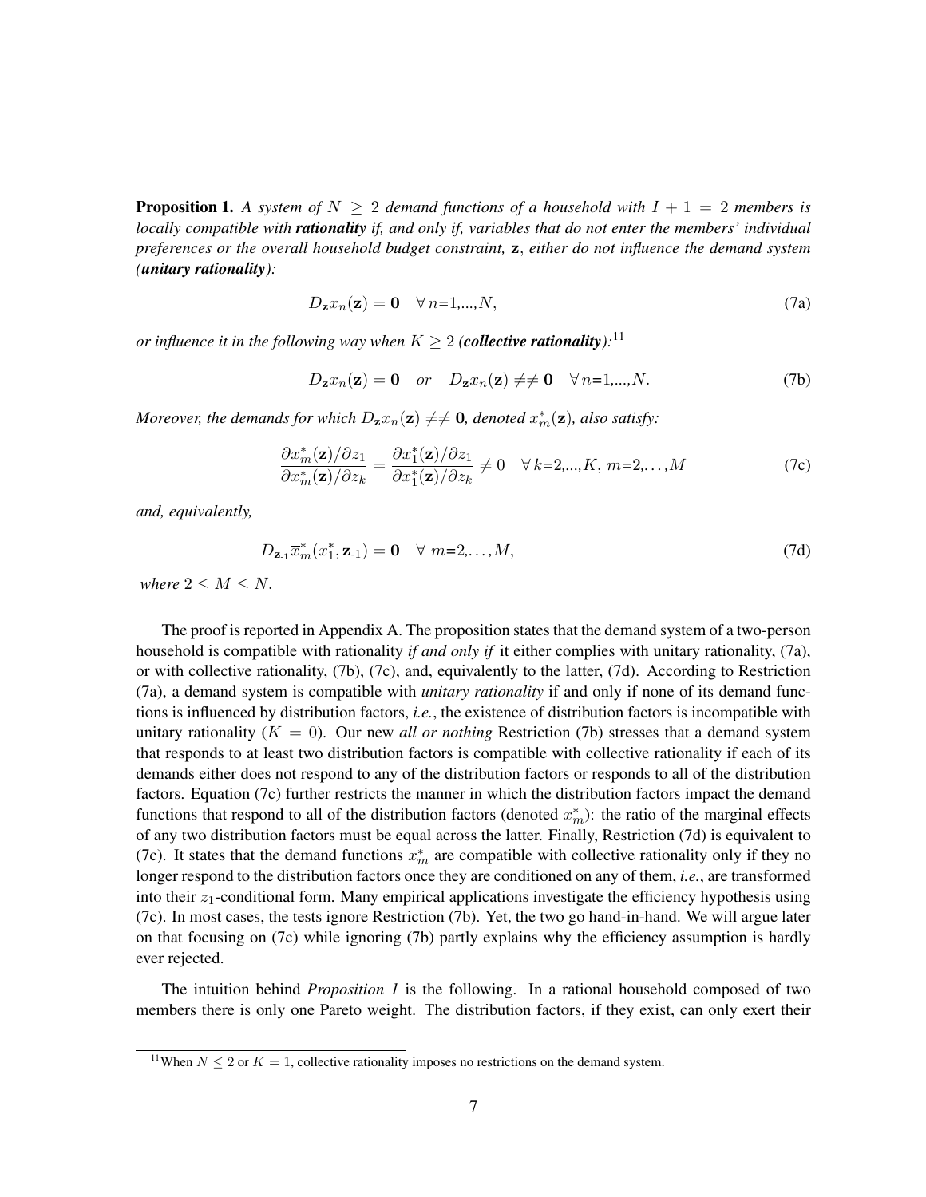**Proposition 1.** *A system of $N \geq 2$ demand functions of a household with $I + 1 = 2$ members is locally compatible with* ***rationality*** *if, and only if, variables that do not enter the members' individual preferences or the overall household budget constraint,* $\mathbf{z}$*, either do not influence the demand system (****unitary rationality****):*

$$D_{\mathbf{z}} x_n(\mathbf{z}) = \mathbf{0} \quad \forall\, n\text{=}1,...,N, \tag{7a}$$

*or influence it in the following way when $K \geq 2$ (****collective rationality****):*[11]

$$D_{\mathbf{z}} x_n(\mathbf{z}) = \mathbf{0} \quad or \quad D_{\mathbf{z}} x_n(\mathbf{z}) \neq\neq \mathbf{0} \quad \forall\, n\text{=}1,...,N. \tag{7b}$$

*Moreover, the demands for which $D_{\mathbf{z}} x_n(\mathbf{z}) \neq\neq \mathbf{0}$, denoted $x_m^*(\mathbf{z})$, also satisfy:*

$$\frac{\partial x_m^*(\mathbf{z})/\partial z_1}{\partial x_m^*(\mathbf{z})/\partial z_k} = \frac{\partial x_1^*(\mathbf{z})/\partial z_1}{\partial x_1^*(\mathbf{z})/\partial z_k} \neq 0 \quad \forall\, k\text{=}2,...,K,\ m\text{=}2,\ldots,M \tag{7c}$$

*and, equivalently,*

$$D_{\mathbf{z}_{\text{-}1}} \overline{x}_m^*(x_1^*, \mathbf{z}_{\text{-}1}) = \mathbf{0} \quad \forall\ m\text{=}2,\ldots,M, \tag{7d}$$

*where $2 \leq M \leq N$.*

The proof is reported in Appendix A. The proposition states that the demand system of a two-person household is compatible with rationality *if and only if* it either complies with unitary rationality, (7a), or with collective rationality, (7b), (7c), and, equivalently to the latter, (7d). According to Restriction (7a), a demand system is compatible with *unitary rationality* if and only if none of its demand functions is influenced by distribution factors, *i.e.*, the existence of distribution factors is incompatible with unitary rationality ($K = 0$). Our new *all or nothing* Restriction (7b) stresses that a demand system that responds to at least two distribution factors is compatible with collective rationality if each of its demands either does not respond to any of the distribution factors or responds to all of the distribution factors. Equation (7c) further restricts the manner in which the distribution factors impact the demand functions that respond to all of the distribution factors (denoted $x_m^*$): the ratio of the marginal effects of any two distribution factors must be equal across the latter. Finally, Restriction (7d) is equivalent to (7c). It states that the demand functions $x_m^*$ are compatible with collective rationality only if they no longer respond to the distribution factors once they are conditioned on any of them, *i.e.*, are transformed into their $z_1$-conditional form. Many empirical applications investigate the efficiency hypothesis using (7c). In most cases, the tests ignore Restriction (7b). Yet, the two go hand-in-hand. We will argue later on that focusing on (7c) while ignoring (7b) partly explains why the efficiency assumption is hardly ever rejected.

The intuition behind *Proposition 1* is the following. In a rational household composed of two members there is only one Pareto weight. The distribution factors, if they exist, can only exert their

[11] When $N \leq 2$ or $K = 1$, collective rationality imposes no restrictions on the demand system.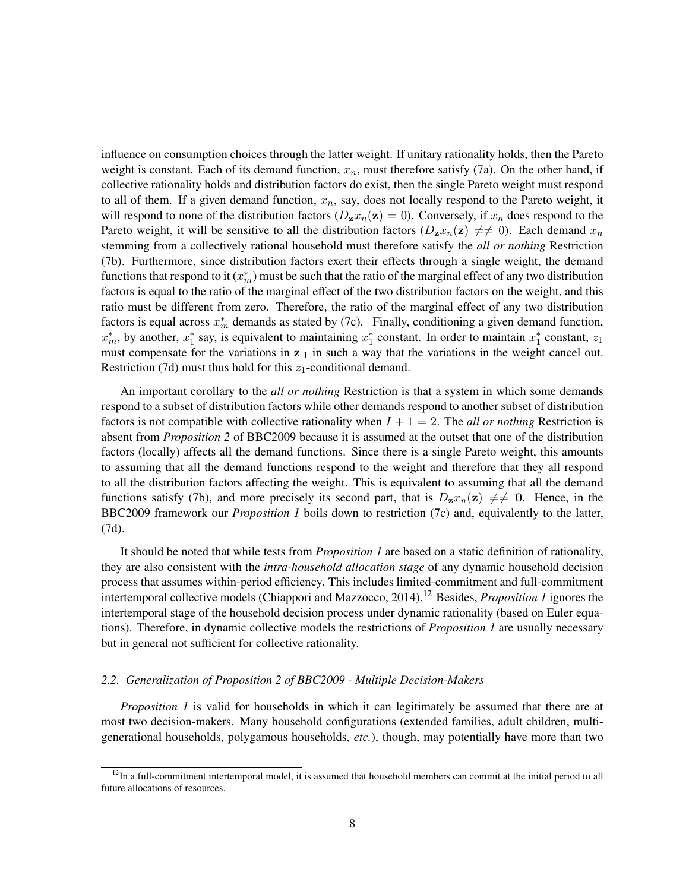influence on consumption choices through the latter weight. If unitary rationality holds, then the Pareto weight is constant. Each of its demand function, $x_n$, must therefore satisfy (7a). On the other hand, if collective rationality holds and distribution factors do exist, then the single Pareto weight must respond to all of them. If a given demand function, $x_n$, say, does not locally respond to the Pareto weight, it will respond to none of the distribution factors ($D_{\mathbf{z}}x_n(\mathbf{z}) = 0$). Conversely, if $x_n$ does respond to the Pareto weight, it will be sensitive to all the distribution factors ($D_{\mathbf{z}}x_n(\mathbf{z}) \neq\neq 0$). Each demand $x_n$ stemming from a collectively rational household must therefore satisfy the *all or nothing* Restriction (7b). Furthermore, since distribution factors exert their effects through a single weight, the demand functions that respond to it ($x_m^*$) must be such that the ratio of the marginal effect of any two distribution factors is equal to the ratio of the marginal effect of the two distribution factors on the weight, and this ratio must be different from zero. Therefore, the ratio of the marginal effect of any two distribution factors is equal across $x_m^*$ demands as stated by (7c). Finally, conditioning a given demand function, $x_m^*$, by another, $x_1^*$ say, is equivalent to maintaining $x_1^*$ constant. In order to maintain $x_1^*$ constant, $z_1$ must compensate for the variations in $\mathbf{z}_{\text{-}1}$ in such a way that the variations in the weight cancel out. Restriction (7d) must thus hold for this $z_1$-conditional demand.

An important corollary to the *all or nothing* Restriction is that a system in which some demands respond to a subset of distribution factors while other demands respond to another subset of distribution factors is not compatible with collective rationality when $I + 1 = 2$. The *all or nothing* Restriction is absent from *Proposition 2* of BBC2009 because it is assumed at the outset that one of the distribution factors (locally) affects all the demand functions. Since there is a single Pareto weight, this amounts to assuming that all the demand functions respond to the weight and therefore that they all respond to all the distribution factors affecting the weight. This is equivalent to assuming that all the demand functions satisfy (7b), and more precisely its second part, that is $D_{\mathbf{z}}x_n(\mathbf{z}) \neq\neq \mathbf{0}$. Hence, in the BBC2009 framework our *Proposition 1* boils down to restriction (7c) and, equivalently to the latter, (7d).

It should be noted that while tests from *Proposition 1* are based on a static definition of rationality, they are also consistent with the *intra-household allocation stage* of any dynamic household decision process that assumes within-period efficiency. This includes limited-commitment and full-commitment intertemporal collective models (Chiappori and Mazzocco, 2014).[12] Besides, *Proposition 1* ignores the intertemporal stage of the household decision process under dynamic rationality (based on Euler equations). Therefore, in dynamic collective models the restrictions of *Proposition 1* are usually necessary but in general not sufficient for collective rationality.

### *2.2. Generalization of Proposition 2 of BBC2009 - Multiple Decision-Makers*

*Proposition 1* is valid for households in which it can legitimately be assumed that there are at most two decision-makers. Many household configurations (extended families, adult children, multi-generational households, polygamous households, *etc.*), though, may potentially have more than two

[12] In a full-commitment intertemporal model, it is assumed that household members can commit at the initial period to all future allocations of resources.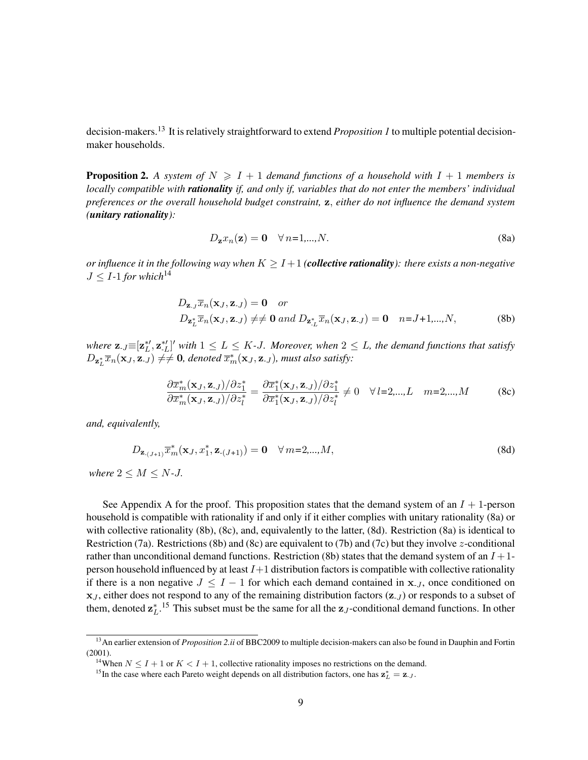decision-makers.[13] It is relatively straightforward to extend *Proposition 1* to multiple potential decision-maker households.

**Proposition 2.** *A system of $N \geqslant I+1$ demand functions of a household with $I+1$ members is locally compatible with* ***rationality*** *if, and only if, variables that do not enter the members' individual preferences or the overall household budget constraint, $\mathbf{z}$, either do not influence the demand system (**unitary rationality**):*

$$D_{\mathbf{z}} x_n(\mathbf{z}) = \mathbf{0} \quad \forall\, n{=}1,...,N. \tag{8a}$$

*or influence it in the following way when $K \geq I+1$ (**collective rationality**): there exists a non-negative $J \leq I$-1 for which*[14]

$$\begin{aligned} &D_{\mathbf{z}_{\text{-}J}} \overline{x}_n(\mathbf{x}_J, \mathbf{z}_{\text{-}J}) = \mathbf{0} \quad or \\ &D_{\mathbf{z}^*_L} \overline{x}_n(\mathbf{x}_J, \mathbf{z}_{\text{-}J}) \neq\neq \mathbf{0} \text{ and } D_{\mathbf{z}^*_{\text{-}L}} \overline{x}_n(\mathbf{x}_J, \mathbf{z}_{\text{-}J}) = \mathbf{0} \quad n{=}J{+}1,...,N, \end{aligned} \tag{8b}$$

*where $\mathbf{z}_{\text{-}J} \equiv [\mathbf{z}^{*\prime}_L, \mathbf{z}^{*\prime}_{\text{-}L}]'$ with $1 \leq L \leq K$-$J$. Moreover, when $2 \leq L$, the demand functions that satisfy $D_{\mathbf{z}^*_L} \overline{x}_n(\mathbf{x}_J, \mathbf{z}_{\text{-}J}) \neq\neq \mathbf{0}$, denoted $\overline{x}^*_m(\mathbf{x}_J, \mathbf{z}_{\text{-}J})$, must also satisfy:*

$$\frac{\partial \overline{x}^*_m(\mathbf{x}_J, \mathbf{z}_{\text{-}J})/\partial z^*_1}{\partial \overline{x}^*_m(\mathbf{x}_J, \mathbf{z}_{\text{-}J})/\partial z^*_l} = \frac{\partial \overline{x}^*_1(\mathbf{x}_J, \mathbf{z}_{\text{-}J})/\partial z^*_1}{\partial \overline{x}^*_1(\mathbf{x}_J, \mathbf{z}_{\text{-}J})/\partial z^*_l} \neq 0 \quad \forall\, l{=}2,...,L \quad m{=}2,...,M \tag{8c}$$

*and, equivalently,*

$$D_{\mathbf{z}_{\text{-}(J+1)}} \overline{x}^*_m(\mathbf{x}_J, x^*_1, \mathbf{z}_{\text{-}(J+1)}) = \mathbf{0} \quad \forall\, m{=}2,...,M, \tag{8d}$$

*where $2 \leq M \leq N$-$J$.*

See Appendix A for the proof. This proposition states that the demand system of an $I+1$-person household is compatible with rationality if and only if it either complies with unitary rationality (8a) or with collective rationality (8b), (8c), and, equivalently to the latter, (8d). Restriction (8a) is identical to Restriction (7a). Restrictions (8b) and (8c) are equivalent to (7b) and (7c) but they involve $z$-conditional rather than unconditional demand functions. Restriction (8b) states that the demand system of an $I+1$-person household influenced by at least $I+1$ distribution factors is compatible with collective rationality if there is a non negative $J \leq I-1$ for which each demand contained in $\mathbf{x}_{\text{-}J}$, once conditioned on $\mathbf{x}_J$, either does not respond to any of the remaining distribution factors ($\mathbf{z}_{\text{-}J}$) or responds to a subset of them, denoted $\mathbf{z}^*_L$.[15] This subset must be the same for all the $\mathbf{z}_J$-conditional demand functions. In other

---

[13] An earlier extension of *Proposition 2.ii* of BBC2009 to multiple decision-makers can also be found in Dauphin and Fortin (2001).

[14] When $N \leq I+1$ or $K < I+1$, collective rationality imposes no restrictions on the demand.

[15] In the case where each Pareto weight depends on all distribution factors, one has $\mathbf{z}^*_L = \mathbf{z}_{\text{-}J}$.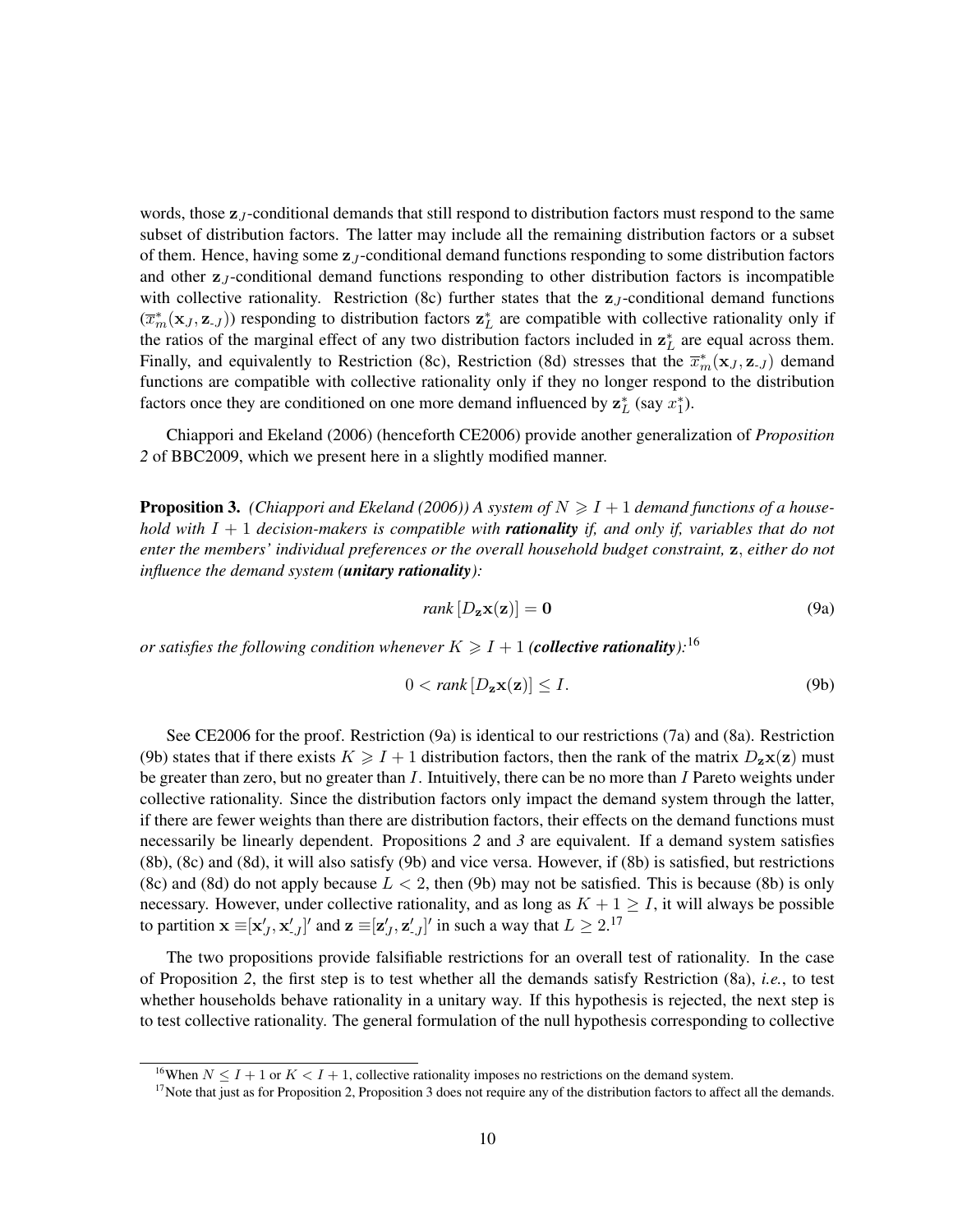words, those $\mathbf{z}_J$-conditional demands that still respond to distribution factors must respond to the same subset of distribution factors. The latter may include all the remaining distribution factors or a subset of them. Hence, having some $\mathbf{z}_J$-conditional demand functions responding to some distribution factors and other $\mathbf{z}_J$-conditional demand functions responding to other distribution factors is incompatible with collective rationality. Restriction (8c) further states that the $\mathbf{z}_J$-conditional demand functions $(\overline{x}_m^*(\mathbf{x}_J, \mathbf{z}_{\text{-}J}))$ responding to distribution factors $\mathbf{z}_L^*$ are compatible with collective rationality only if the ratios of the marginal effect of any two distribution factors included in $\mathbf{z}_L^*$ are equal across them. Finally, and equivalently to Restriction (8c), Restriction (8d) stresses that the $\overline{x}_m^*(\mathbf{x}_J, \mathbf{z}_{\text{-}J})$ demand functions are compatible with collective rationality only if they no longer respond to the distribution factors once they are conditioned on one more demand influenced by $\mathbf{z}_L^*$ (say $x_1^*$).

Chiappori and Ekeland (2006) (henceforth CE2006) provide another generalization of *Proposition 2* of BBC2009, which we present here in a slightly modified manner.

**Proposition 3.** *(Chiappori and Ekeland (2006)) A system of $N \geqslant I+1$ demand functions of a household with $I+1$ decision-makers is compatible with **rationality** if, and only if, variables that do not enter the members' individual preferences or the overall household budget constraint, $\mathbf{z}$, either do not influence the demand system (**unitary rationality**):*

$$rank\left[D_{\mathbf{z}}\mathbf{x}(\mathbf{z})\right] = \mathbf{0} \tag{9a}$$

*or satisfies the following condition whenever $K \geqslant I+1$ (**collective rationality**):*[16]

$$0 < rank\left[D_{\mathbf{z}}\mathbf{x}(\mathbf{z})\right] \leq I. \tag{9b}$$

See CE2006 for the proof. Restriction (9a) is identical to our restrictions (7a) and (8a). Restriction (9b) states that if there exists $K \geqslant I+1$ distribution factors, then the rank of the matrix $D_{\mathbf{z}}\mathbf{x}(\mathbf{z})$ must be greater than zero, but no greater than $I$. Intuitively, there can be no more than $I$ Pareto weights under collective rationality. Since the distribution factors only impact the demand system through the latter, if there are fewer weights than there are distribution factors, their effects on the demand functions must necessarily be linearly dependent. Propositions *2* and *3* are equivalent. If a demand system satisfies (8b), (8c) and (8d), it will also satisfy (9b) and vice versa. However, if (8b) is satisfied, but restrictions (8c) and (8d) do not apply because $L < 2$, then (9b) may not be satisfied. This is because (8b) is only necessary. However, under collective rationality, and as long as $K+1 \geq I$, it will always be possible to partition $\mathbf{x} \equiv [\mathbf{x}_J', \mathbf{x}_{\text{-}J}']'$ and $\mathbf{z} \equiv [\mathbf{z}_J', \mathbf{z}_{\text{-}J}']'$ in such a way that $L \geq 2$.[17]

The two propositions provide falsifiable restrictions for an overall test of rationality. In the case of Proposition *2*, the first step is to test whether all the demands satisfy Restriction (8a), *i.e.*, to test whether households behave rationality in a unitary way. If this hypothesis is rejected, the next step is to test collective rationality. The general formulation of the null hypothesis corresponding to collective

[16] When $N \leq I+1$ or $K < I+1$, collective rationality imposes no restrictions on the demand system.

[17] Note that just as for Proposition 2, Proposition 3 does not require any of the distribution factors to affect all the demands.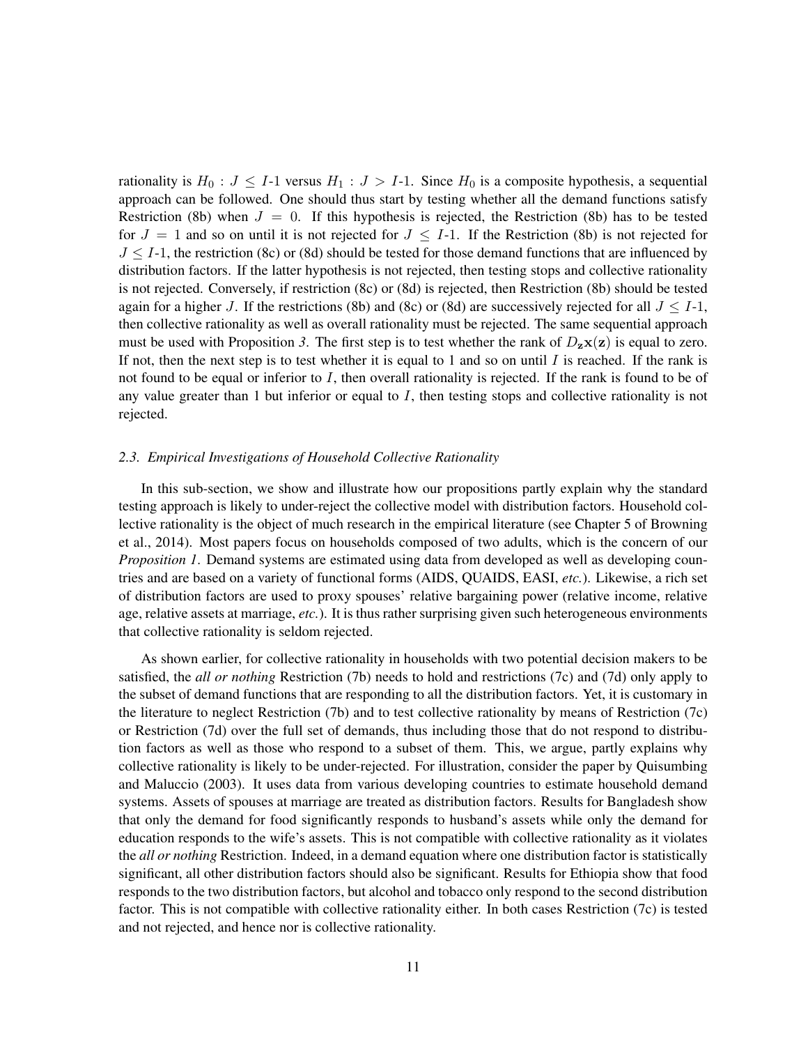rationality is $H_0 : J \leq I\text{-}1$ versus $H_1 : J > I\text{-}1$. Since $H_0$ is a composite hypothesis, a sequential approach can be followed. One should thus start by testing whether all the demand functions satisfy Restriction (8b) when $J = 0$. If this hypothesis is rejected, the Restriction (8b) has to be tested for $J = 1$ and so on until it is not rejected for $J \leq I\text{-}1$. If the Restriction (8b) is not rejected for $J \leq I\text{-}1$, the restriction (8c) or (8d) should be tested for those demand functions that are influenced by distribution factors. If the latter hypothesis is not rejected, then testing stops and collective rationality is not rejected. Conversely, if restriction (8c) or (8d) is rejected, then Restriction (8b) should be tested again for a higher $J$. If the restrictions (8b) and (8c) or (8d) are successively rejected for all $J \leq I\text{-}1$, then collective rationality as well as overall rationality must be rejected. The same sequential approach must be used with Proposition *3*. The first step is to test whether the rank of $D_{\mathbf{z}}\mathbf{x}(\mathbf{z})$ is equal to zero. If not, then the next step is to test whether it is equal to 1 and so on until $I$ is reached. If the rank is not found to be equal or inferior to $I$, then overall rationality is rejected. If the rank is found to be of any value greater than 1 but inferior or equal to $I$, then testing stops and collective rationality is not rejected.

### *2.3. Empirical Investigations of Household Collective Rationality*

In this sub-section, we show and illustrate how our propositions partly explain why the standard testing approach is likely to under-reject the collective model with distribution factors. Household collective rationality is the object of much research in the empirical literature (see Chapter 5 of Browning et al., 2014). Most papers focus on households composed of two adults, which is the concern of our *Proposition 1*. Demand systems are estimated using data from developed as well as developing countries and are based on a variety of functional forms (AIDS, QUAIDS, EASI, *etc.*). Likewise, a rich set of distribution factors are used to proxy spouses' relative bargaining power (relative income, relative age, relative assets at marriage, *etc.*). It is thus rather surprising given such heterogeneous environments that collective rationality is seldom rejected.

As shown earlier, for collective rationality in households with two potential decision makers to be satisfied, the *all or nothing* Restriction (7b) needs to hold and restrictions (7c) and (7d) only apply to the subset of demand functions that are responding to all the distribution factors. Yet, it is customary in the literature to neglect Restriction (7b) and to test collective rationality by means of Restriction (7c) or Restriction (7d) over the full set of demands, thus including those that do not respond to distribution factors as well as those who respond to a subset of them. This, we argue, partly explains why collective rationality is likely to be under-rejected. For illustration, consider the paper by Quisumbing and Maluccio (2003). It uses data from various developing countries to estimate household demand systems. Assets of spouses at marriage are treated as distribution factors. Results for Bangladesh show that only the demand for food significantly responds to husband's assets while only the demand for education responds to the wife's assets. This is not compatible with collective rationality as it violates the *all or nothing* Restriction. Indeed, in a demand equation where one distribution factor is statistically significant, all other distribution factors should also be significant. Results for Ethiopia show that food responds to the two distribution factors, but alcohol and tobacco only respond to the second distribution factor. This is not compatible with collective rationality either. In both cases Restriction (7c) is tested and not rejected, and hence nor is collective rationality.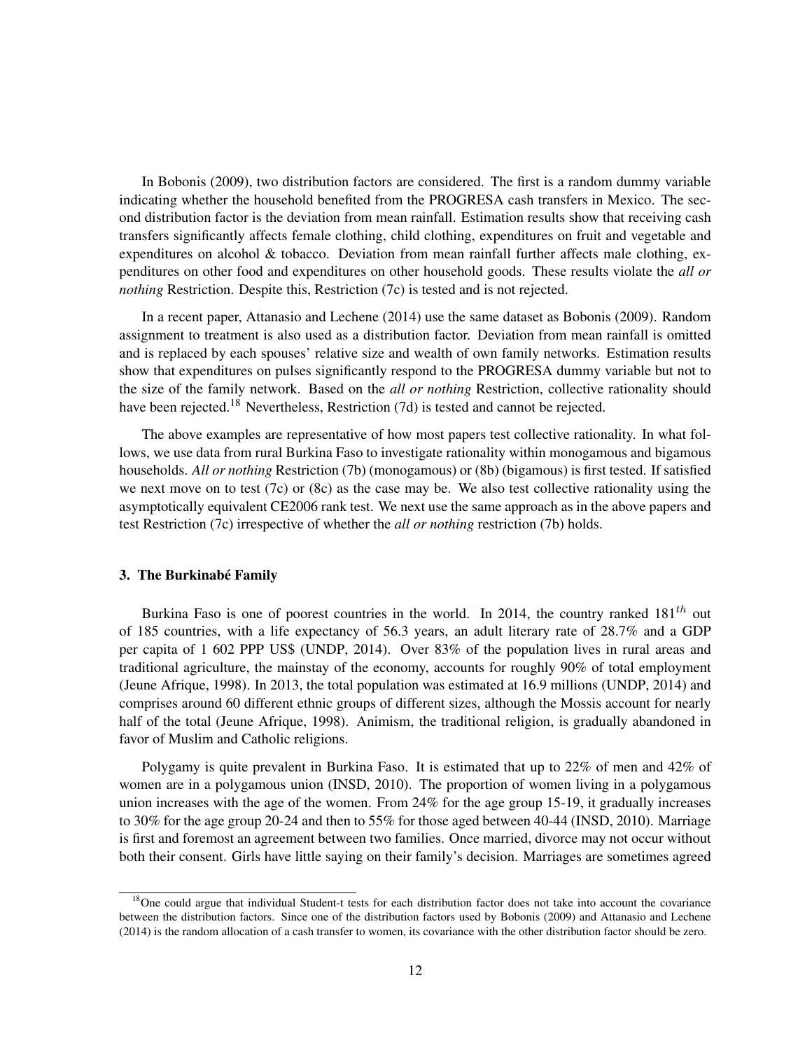In Bobonis (2009), two distribution factors are considered. The first is a random dummy variable indicating whether the household benefited from the PROGRESA cash transfers in Mexico. The second distribution factor is the deviation from mean rainfall. Estimation results show that receiving cash transfers significantly affects female clothing, child clothing, expenditures on fruit and vegetable and expenditures on alcohol & tobacco. Deviation from mean rainfall further affects male clothing, expenditures on other food and expenditures on other household goods. These results violate the *all or nothing* Restriction. Despite this, Restriction (7c) is tested and is not rejected.

In a recent paper, Attanasio and Lechene (2014) use the same dataset as Bobonis (2009). Random assignment to treatment is also used as a distribution factor. Deviation from mean rainfall is omitted and is replaced by each spouses' relative size and wealth of own family networks. Estimation results show that expenditures on pulses significantly respond to the PROGRESA dummy variable but not to the size of the family network. Based on the *all or nothing* Restriction, collective rationality should have been rejected.[18] Nevertheless, Restriction (7d) is tested and cannot be rejected.

The above examples are representative of how most papers test collective rationality. In what follows, we use data from rural Burkina Faso to investigate rationality within monogamous and bigamous households. *All or nothing* Restriction (7b) (monogamous) or (8b) (bigamous) is first tested. If satisfied we next move on to test (7c) or (8c) as the case may be. We also test collective rationality using the asymptotically equivalent CE2006 rank test. We next use the same approach as in the above papers and test Restriction (7c) irrespective of whether the *all or nothing* restriction (7b) holds.

## 3. The Burkinabé Family

Burkina Faso is one of poorest countries in the world. In 2014, the country ranked $181^{th}$ out of 185 countries, with a life expectancy of 56.3 years, an adult literary rate of 28.7% and a GDP per capita of 1 602 PPP US$ (UNDP, 2014). Over 83% of the population lives in rural areas and traditional agriculture, the mainstay of the economy, accounts for roughly 90% of total employment (Jeune Afrique, 1998). In 2013, the total population was estimated at 16.9 millions (UNDP, 2014) and comprises around 60 different ethnic groups of different sizes, although the Mossis account for nearly half of the total (Jeune Afrique, 1998). Animism, the traditional religion, is gradually abandoned in favor of Muslim and Catholic religions.

Polygamy is quite prevalent in Burkina Faso. It is estimated that up to 22% of men and 42% of women are in a polygamous union (INSD, 2010). The proportion of women living in a polygamous union increases with the age of the women. From 24% for the age group 15-19, it gradually increases to 30% for the age group 20-24 and then to 55% for those aged between 40-44 (INSD, 2010). Marriage is first and foremost an agreement between two families. Once married, divorce may not occur without both their consent. Girls have little saying on their family's decision. Marriages are sometimes agreed

[18] One could argue that individual Student-t tests for each distribution factor does not take into account the covariance between the distribution factors. Since one of the distribution factors used by Bobonis (2009) and Attanasio and Lechene (2014) is the random allocation of a cash transfer to women, its covariance with the other distribution factor should be zero.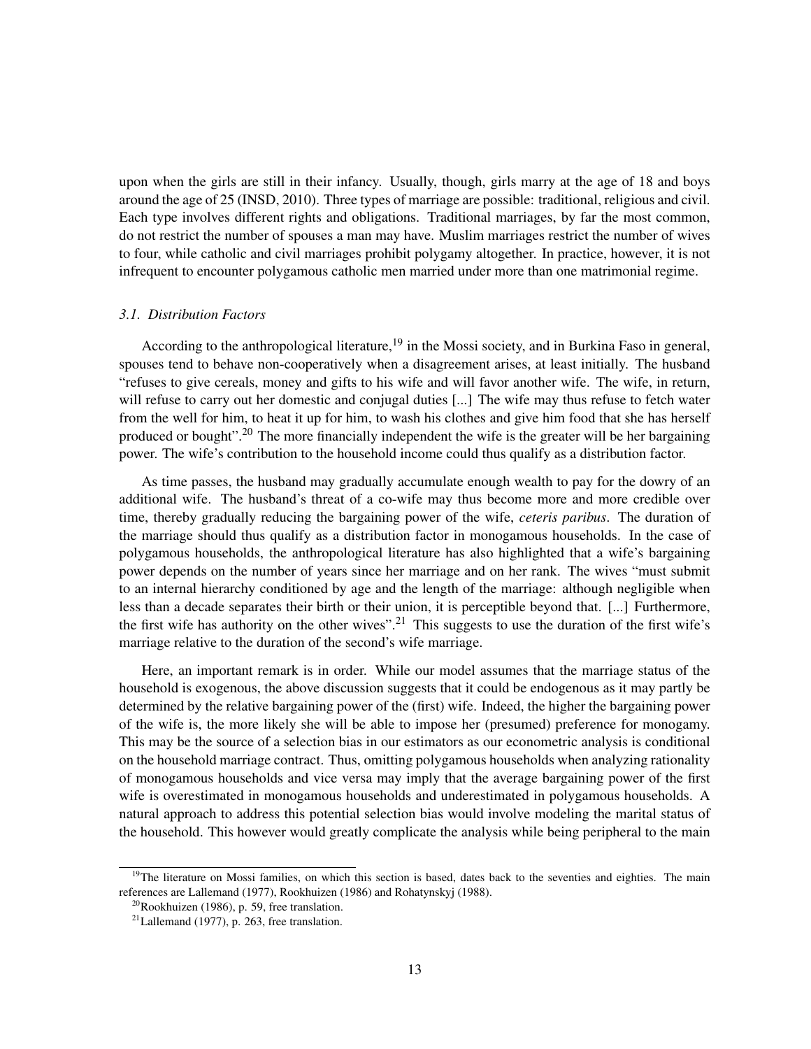upon when the girls are still in their infancy. Usually, though, girls marry at the age of 18 and boys around the age of 25 (INSD, 2010). Three types of marriage are possible: traditional, religious and civil. Each type involves different rights and obligations. Traditional marriages, by far the most common, do not restrict the number of spouses a man may have. Muslim marriages restrict the number of wives to four, while catholic and civil marriages prohibit polygamy altogether. In practice, however, it is not infrequent to encounter polygamous catholic men married under more than one matrimonial regime.

### *3.1. Distribution Factors*

According to the anthropological literature,[19] in the Mossi society, and in Burkina Faso in general, spouses tend to behave non-cooperatively when a disagreement arises, at least initially. The husband "refuses to give cereals, money and gifts to his wife and will favor another wife. The wife, in return, will refuse to carry out her domestic and conjugal duties [...] The wife may thus refuse to fetch water from the well for him, to heat it up for him, to wash his clothes and give him food that she has herself produced or bought".[20] The more financially independent the wife is the greater will be her bargaining power. The wife's contribution to the household income could thus qualify as a distribution factor.

As time passes, the husband may gradually accumulate enough wealth to pay for the dowry of an additional wife. The husband's threat of a co-wife may thus become more and more credible over time, thereby gradually reducing the bargaining power of the wife, *ceteris paribus*. The duration of the marriage should thus qualify as a distribution factor in monogamous households. In the case of polygamous households, the anthropological literature has also highlighted that a wife's bargaining power depends on the number of years since her marriage and on her rank. The wives "must submit to an internal hierarchy conditioned by age and the length of the marriage: although negligible when less than a decade separates their birth or their union, it is perceptible beyond that. [...] Furthermore, the first wife has authority on the other wives".[21] This suggests to use the duration of the first wife's marriage relative to the duration of the second's wife marriage.

Here, an important remark is in order. While our model assumes that the marriage status of the household is exogenous, the above discussion suggests that it could be endogenous as it may partly be determined by the relative bargaining power of the (first) wife. Indeed, the higher the bargaining power of the wife is, the more likely she will be able to impose her (presumed) preference for monogamy. This may be the source of a selection bias in our estimators as our econometric analysis is conditional on the household marriage contract. Thus, omitting polygamous households when analyzing rationality of monogamous households and vice versa may imply that the average bargaining power of the first wife is overestimated in monogamous households and underestimated in polygamous households. A natural approach to address this potential selection bias would involve modeling the marital status of the household. This however would greatly complicate the analysis while being peripheral to the main

---

[19] The literature on Mossi families, on which this section is based, dates back to the seventies and eighties. The main references are Lallemand (1977), Rookhuizen (1986) and Rohatynskyj (1988).

[20] Rookhuizen (1986), p. 59, free translation.

[21] Lallemand (1977), p. 263, free translation.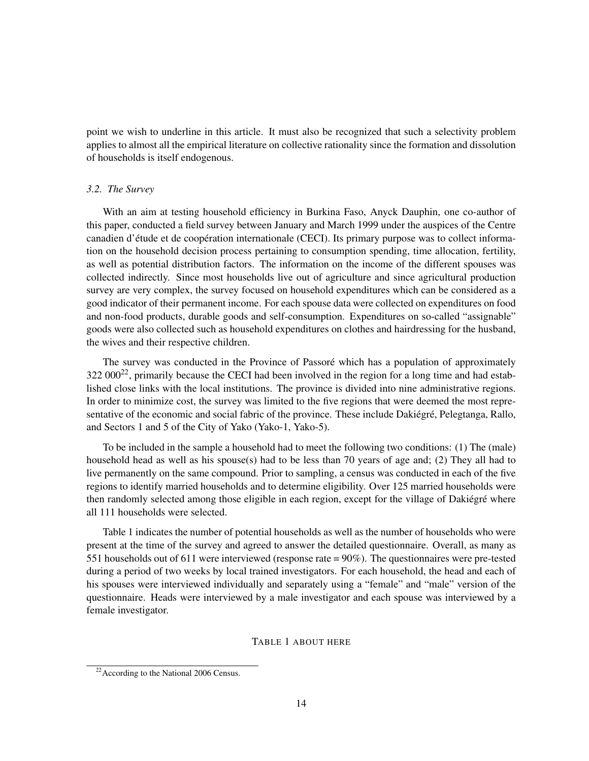point we wish to underline in this article. It must also be recognized that such a selectivity problem applies to almost all the empirical literature on collective rationality since the formation and dissolution of households is itself endogenous.

### *3.2. The Survey*

With an aim at testing household efficiency in Burkina Faso, Anyck Dauphin, one co-author of this paper, conducted a field survey between January and March 1999 under the auspices of the Centre canadien d'étude et de coopération internationale (CECI). Its primary purpose was to collect information on the household decision process pertaining to consumption spending, time allocation, fertility, as well as potential distribution factors. The information on the income of the different spouses was collected indirectly. Since most households live out of agriculture and since agricultural production survey are very complex, the survey focused on household expenditures which can be considered as a good indicator of their permanent income. For each spouse data were collected on expenditures on food and non-food products, durable goods and self-consumption. Expenditures on so-called "assignable" goods were also collected such as household expenditures on clothes and hairdressing for the husband, the wives and their respective children.

The survey was conducted in the Province of Passoré which has a population of approximately 322 000[22], primarily because the CECI had been involved in the region for a long time and had established close links with the local institutions. The province is divided into nine administrative regions. In order to minimize cost, the survey was limited to the five regions that were deemed the most representative of the economic and social fabric of the province. These include Dakiégré, Pelegtanga, Rallo, and Sectors 1 and 5 of the City of Yako (Yako-1, Yako-5).

To be included in the sample a household had to meet the following two conditions: (1) The (male) household head as well as his spouse(s) had to be less than 70 years of age and; (2) They all had to live permanently on the same compound. Prior to sampling, a census was conducted in each of the five regions to identify married households and to determine eligibility. Over 125 married households were then randomly selected among those eligible in each region, except for the village of Dakiégré where all 111 households were selected.

Table 1 indicates the number of potential households as well as the number of households who were present at the time of the survey and agreed to answer the detailed questionnaire. Overall, as many as 551 households out of 611 were interviewed (response rate = 90%). The questionnaires were pre-tested during a period of two weeks by local trained investigators. For each household, the head and each of his spouses were interviewed individually and separately using a "female" and "male" version of the questionnaire. Heads were interviewed by a male investigator and each spouse was interviewed by a female investigator.

TABLE 1 ABOUT HERE

[22] According to the National 2006 Census.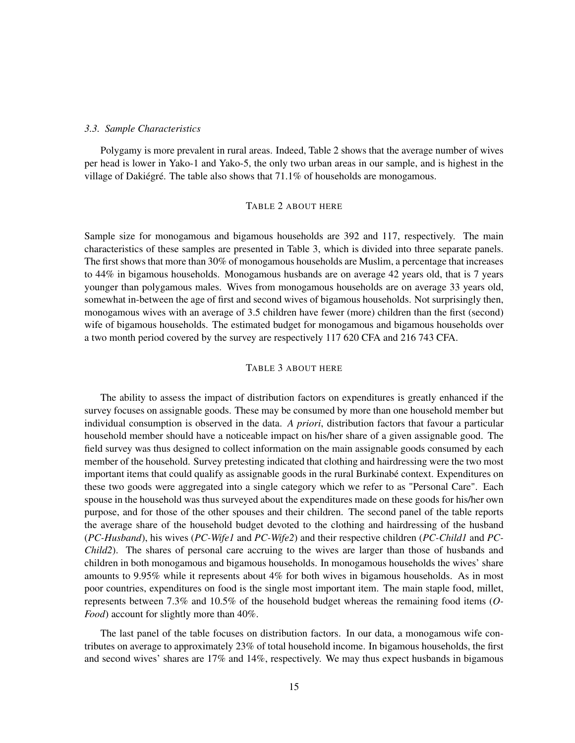### 3.3. Sample Characteristics

Polygamy is more prevalent in rural areas. Indeed, Table 2 shows that the average number of wives per head is lower in Yako-1 and Yako-5, the only two urban areas in our sample, and is highest in the village of Dakiégré. The table also shows that 71.1% of households are monogamous.

TABLE 2 ABOUT HERE

Sample size for monogamous and bigamous households are 392 and 117, respectively. The main characteristics of these samples are presented in Table 3, which is divided into three separate panels. The first shows that more than 30% of monogamous households are Muslim, a percentage that increases to 44% in bigamous households. Monogamous husbands are on average 42 years old, that is 7 years younger than polygamous males. Wives from monogamous households are on average 33 years old, somewhat in-between the age of first and second wives of bigamous households. Not surprisingly then, monogamous wives with an average of 3.5 children have fewer (more) children than the first (second) wife of bigamous households. The estimated budget for monogamous and bigamous households over a two month period covered by the survey are respectively 117 620 CFA and 216 743 CFA.

TABLE 3 ABOUT HERE

The ability to assess the impact of distribution factors on expenditures is greatly enhanced if the survey focuses on assignable goods. These may be consumed by more than one household member but individual consumption is observed in the data. *A priori*, distribution factors that favour a particular household member should have a noticeable impact on his/her share of a given assignable good. The field survey was thus designed to collect information on the main assignable goods consumed by each member of the household. Survey pretesting indicated that clothing and hairdressing were the two most important items that could qualify as assignable goods in the rural Burkinabé context. Expenditures on these two goods were aggregated into a single category which we refer to as "Personal Care". Each spouse in the household was thus surveyed about the expenditures made on these goods for his/her own purpose, and for those of the other spouses and their children. The second panel of the table reports the average share of the household budget devoted to the clothing and hairdressing of the husband (*PC-Husband*), his wives (*PC-Wife1* and *PC-Wife2*) and their respective children (*PC-Child1* and *PC-Child2*). The shares of personal care accruing to the wives are larger than those of husbands and children in both monogamous and bigamous households. In monogamous households the wives' share amounts to 9.95% while it represents about 4% for both wives in bigamous households. As in most poor countries, expenditures on food is the single most important item. The main staple food, millet, represents between 7.3% and 10.5% of the household budget whereas the remaining food items (*O-Food*) account for slightly more than 40%.

The last panel of the table focuses on distribution factors. In our data, a monogamous wife contributes on average to approximately 23% of total household income. In bigamous households, the first and second wives' shares are 17% and 14%, respectively. We may thus expect husbands in bigamous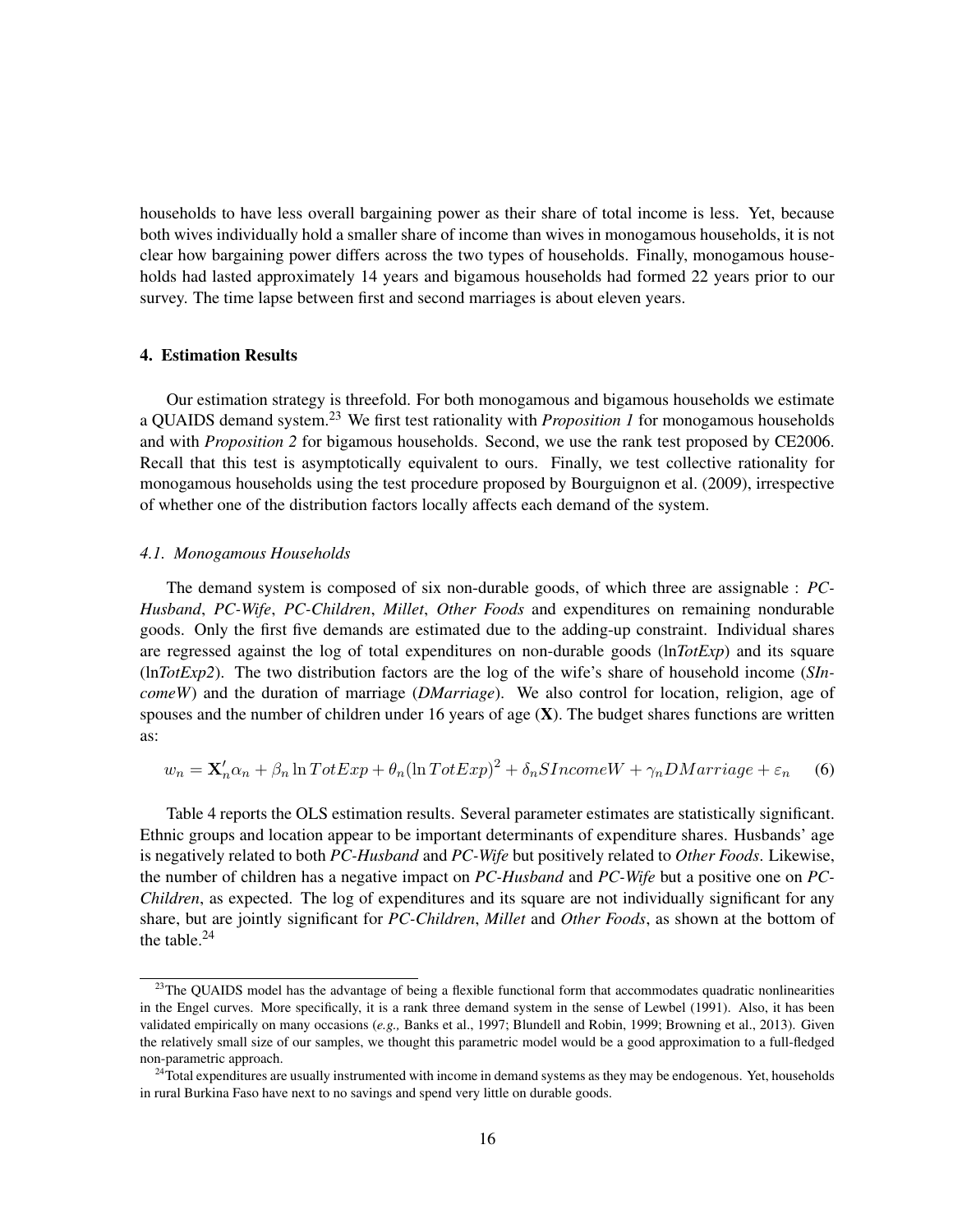households to have less overall bargaining power as their share of total income is less. Yet, because both wives individually hold a smaller share of income than wives in monogamous households, it is not clear how bargaining power differs across the two types of households. Finally, monogamous households had lasted approximately 14 years and bigamous households had formed 22 years prior to our survey. The time lapse between first and second marriages is about eleven years.

## 4. Estimation Results

Our estimation strategy is threefold. For both monogamous and bigamous households we estimate a QUAIDS demand system.[23] We first test rationality with *Proposition 1* for monogamous households and with *Proposition 2* for bigamous households. Second, we use the rank test proposed by CE2006. Recall that this test is asymptotically equivalent to ours. Finally, we test collective rationality for monogamous households using the test procedure proposed by Bourguignon et al. (2009), irrespective of whether one of the distribution factors locally affects each demand of the system.

### *4.1. Monogamous Households*

The demand system is composed of six non-durable goods, of which three are assignable : *PC-Husband*, *PC-Wife*, *PC-Children*, *Millet*, *Other Foods* and expenditures on remaining nondurable goods. Only the first five demands are estimated due to the adding-up constraint. Individual shares are regressed against the log of total expenditures on non-durable goods (ln*TotExp*) and its square (ln*TotExp2*). The two distribution factors are the log of the wife's share of household income (*SIncomeW*) and the duration of marriage (*DMarriage*). We also control for location, religion, age of spouses and the number of children under 16 years of age (**X**). The budget shares functions are written as:

$$w_n = \mathbf{X}_n' \alpha_n + \beta_n \ln TotExp + \theta_n (\ln TotExp)^2 + \delta_n SIncomeW + \gamma_n DMarriage + \varepsilon_n \qquad (6)$$

Table 4 reports the OLS estimation results. Several parameter estimates are statistically significant. Ethnic groups and location appear to be important determinants of expenditure shares. Husbands' age is negatively related to both *PC-Husband* and *PC-Wife* but positively related to *Other Foods*. Likewise, the number of children has a negative impact on *PC-Husband* and *PC-Wife* but a positive one on *PC-Children*, as expected. The log of expenditures and its square are not individually significant for any share, but are jointly significant for *PC-Children*, *Millet* and *Other Foods*, as shown at the bottom of the table.[24]

---

[23]The QUAIDS model has the advantage of being a flexible functional form that accommodates quadratic nonlinearities in the Engel curves. More specifically, it is a rank three demand system in the sense of Lewbel (1991). Also, it has been validated empirically on many occasions (*e.g.,* Banks et al., 1997; Blundell and Robin, 1999; Browning et al., 2013). Given the relatively small size of our samples, we thought this parametric model would be a good approximation to a full-fledged non-parametric approach.

[24]Total expenditures are usually instrumented with income in demand systems as they may be endogenous. Yet, households in rural Burkina Faso have next to no savings and spend very little on durable goods.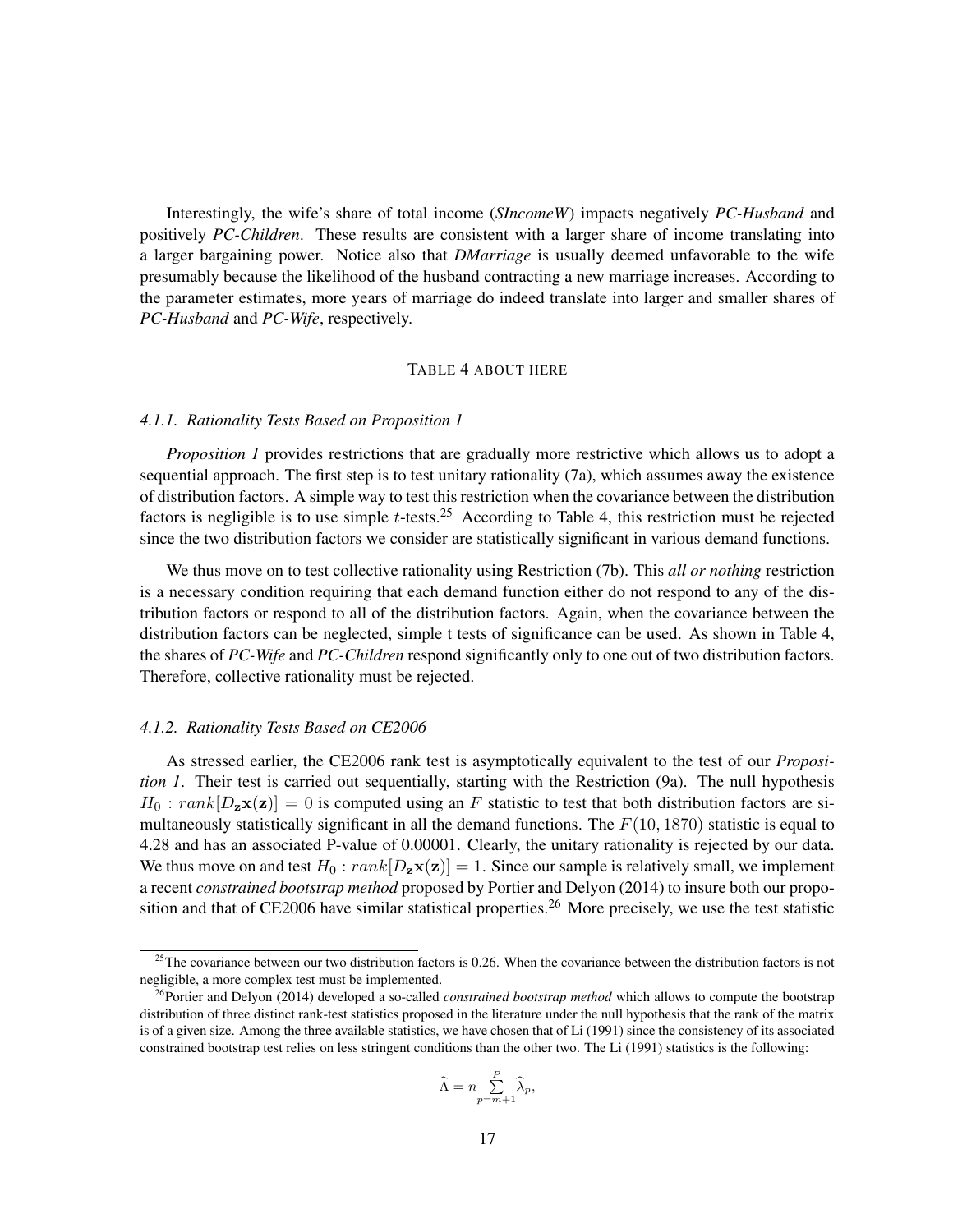Interestingly, the wife's share of total income (*SIncomeW*) impacts negatively *PC-Husband* and positively *PC-Children*. These results are consistent with a larger share of income translating into a larger bargaining power. Notice also that *DMarriage* is usually deemed unfavorable to the wife presumably because the likelihood of the husband contracting a new marriage increases. According to the parameter estimates, more years of marriage do indeed translate into larger and smaller shares of *PC-Husband* and *PC-Wife*, respectively.

TABLE 4 ABOUT HERE

#### *4.1.1. Rationality Tests Based on Proposition 1*

*Proposition 1* provides restrictions that are gradually more restrictive which allows us to adopt a sequential approach. The first step is to test unitary rationality (7a), which assumes away the existence of distribution factors. A simple way to test this restriction when the covariance between the distribution factors is negligible is to use simple $t$-tests.[25] According to Table 4, this restriction must be rejected since the two distribution factors we consider are statistically significant in various demand functions.

We thus move on to test collective rationality using Restriction (7b). This *all or nothing* restriction is a necessary condition requiring that each demand function either do not respond to any of the distribution factors or respond to all of the distribution factors. Again, when the covariance between the distribution factors can be neglected, simple t tests of significance can be used. As shown in Table 4, the shares of *PC-Wife* and *PC-Children* respond significantly only to one out of two distribution factors. Therefore, collective rationality must be rejected.

#### *4.1.2. Rationality Tests Based on CE2006*

As stressed earlier, the CE2006 rank test is asymptotically equivalent to the test of our *Proposition 1*. Their test is carried out sequentially, starting with the Restriction (9a). The null hypothesis $H_0 : rank[D_{\mathbf{z}}\mathbf{x}(\mathbf{z})] = 0$ is computed using an $F$ statistic to test that both distribution factors are simultaneously statistically significant in all the demand functions. The $F(10, 1870)$ statistic is equal to 4.28 and has an associated P-value of 0.00001. Clearly, the unitary rationality is rejected by our data. We thus move on and test $H_0 : rank[D_{\mathbf{z}}\mathbf{x}(\mathbf{z})] = 1$. Since our sample is relatively small, we implement a recent *constrained bootstrap method* proposed by Portier and Delyon (2014) to insure both our proposition and that of CE2006 have similar statistical properties.[26] More precisely, we use the test statistic

[25] The covariance between our two distribution factors is 0.26. When the covariance between the distribution factors is not negligible, a more complex test must be implemented.

[26] Portier and Delyon (2014) developed a so-called *constrained bootstrap method* which allows to compute the bootstrap distribution of three distinct rank-test statistics proposed in the literature under the null hypothesis that the rank of the matrix is of a given size. Among the three available statistics, we have chosen that of Li (1991) since the consistency of its associated constrained bootstrap test relies on less stringent conditions than the other two. The Li (1991) statistics is the following:

$$\widehat{\Lambda} = n \sum_{p=m+1}^{P} \widehat{\lambda}_p,$$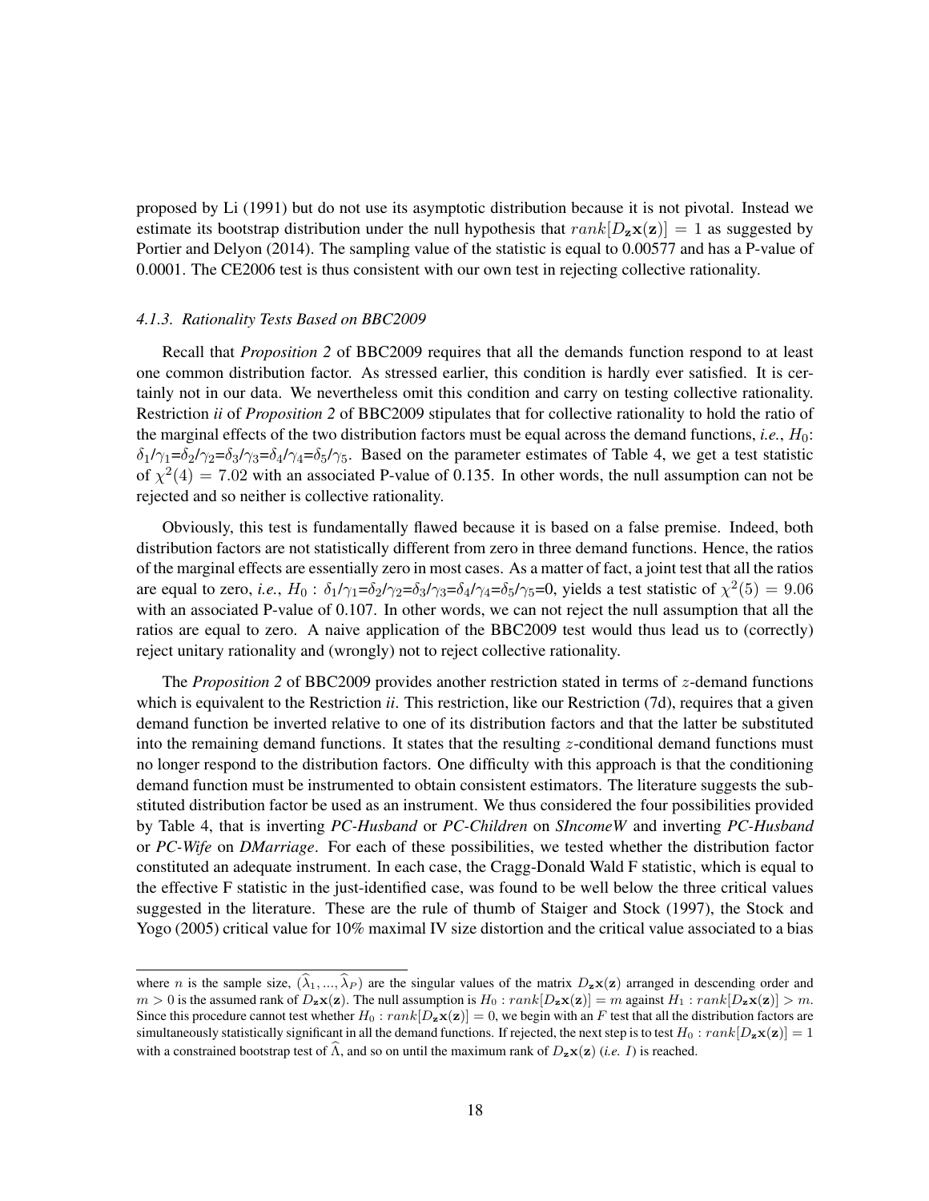proposed by Li (1991) but do not use its asymptotic distribution because it is not pivotal. Instead we estimate its bootstrap distribution under the null hypothesis that $rank[D_{\mathbf{z}}\mathbf{x}(\mathbf{z})] = 1$ as suggested by Portier and Delyon (2014). The sampling value of the statistic is equal to 0.00577 and has a P-value of 0.0001. The CE2006 test is thus consistent with our own test in rejecting collective rationality.

#### *4.1.3. Rationality Tests Based on BBC2009*

Recall that *Proposition 2* of BBC2009 requires that all the demands function respond to at least one common distribution factor. As stressed earlier, this condition is hardly ever satisfied. It is certainly not in our data. We nevertheless omit this condition and carry on testing collective rationality. Restriction *ii* of *Proposition 2* of BBC2009 stipulates that for collective rationality to hold the ratio of the marginal effects of the two distribution factors must be equal across the demand functions, *i.e.*, $H_0$: $\delta_1/\gamma_1=\delta_2/\gamma_2=\delta_3/\gamma_3=\delta_4/\gamma_4=\delta_5/\gamma_5$. Based on the parameter estimates of Table 4, we get a test statistic of $\chi^2(4) = 7.02$ with an associated P-value of 0.135. In other words, the null assumption can not be rejected and so neither is collective rationality.

Obviously, this test is fundamentally flawed because it is based on a false premise. Indeed, both distribution factors are not statistically different from zero in three demand functions. Hence, the ratios of the marginal effects are essentially zero in most cases. As a matter of fact, a joint test that all the ratios are equal to zero, *i.e.*, $H_0 : \delta_1/\gamma_1=\delta_2/\gamma_2=\delta_3/\gamma_3=\delta_4/\gamma_4=\delta_5/\gamma_5=0$, yields a test statistic of $\chi^2(5) = 9.06$ with an associated P-value of 0.107. In other words, we can not reject the null assumption that all the ratios are equal to zero. A naive application of the BBC2009 test would thus lead us to (correctly) reject unitary rationality and (wrongly) not to reject collective rationality.

The *Proposition 2* of BBC2009 provides another restriction stated in terms of $z$-demand functions which is equivalent to the Restriction *ii*. This restriction, like our Restriction (7d), requires that a given demand function be inverted relative to one of its distribution factors and that the latter be substituted into the remaining demand functions. It states that the resulting $z$-conditional demand functions must no longer respond to the distribution factors. One difficulty with this approach is that the conditioning demand function must be instrumented to obtain consistent estimators. The literature suggests the substituted distribution factor be used as an instrument. We thus considered the four possibilities provided by Table 4, that is inverting *PC-Husband* or *PC-Children* on *SIncomeW* and inverting *PC-Husband* or *PC-Wife* on *DMarriage*. For each of these possibilities, we tested whether the distribution factor constituted an adequate instrument. In each case, the Cragg-Donald Wald F statistic, which is equal to the effective F statistic in the just-identified case, was found to be well below the three critical values suggested in the literature. These are the rule of thumb of Staiger and Stock (1997), the Stock and Yogo (2005) critical value for 10% maximal IV size distortion and the critical value associated to a bias

---

where $n$ is the sample size, $(\widehat{\lambda}_1, ..., \widehat{\lambda}_P)$ are the singular values of the matrix $D_{\mathbf{z}}\mathbf{x}(\mathbf{z})$ arranged in descending order and $m > 0$ is the assumed rank of $D_{\mathbf{z}}\mathbf{x}(\mathbf{z})$. The null assumption is $H_0 : rank[D_{\mathbf{z}}\mathbf{x}(\mathbf{z})] = m$ against $H_1 : rank[D_{\mathbf{z}}\mathbf{x}(\mathbf{z})] > m$. Since this procedure cannot test whether $H_0 : rank[D_{\mathbf{z}}\mathbf{x}(\mathbf{z})] = 0$, we begin with an $F$ test that all the distribution factors are simultaneously statistically significant in all the demand functions. If rejected, the next step is to test $H_0 : rank[D_{\mathbf{z}}\mathbf{x}(\mathbf{z})] = 1$ with a constrained bootstrap test of $\widehat{\Lambda}$, and so on until the maximum rank of $D_{\mathbf{z}}\mathbf{x}(\mathbf{z})$ (*i.e.* $I$) is reached.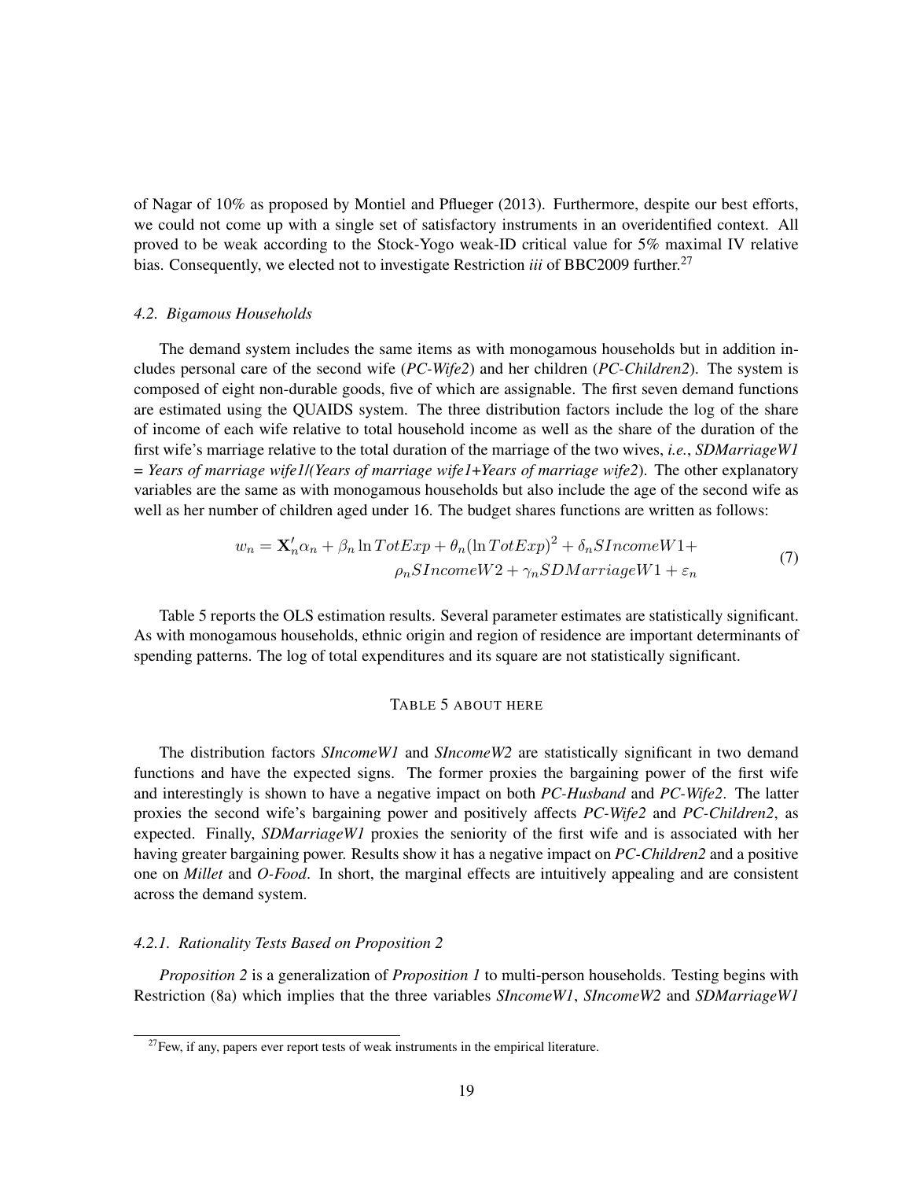of Nagar of 10% as proposed by Montiel and Pflueger (2013). Furthermore, despite our best efforts, we could not come up with a single set of satisfactory instruments in an overidentified context. All proved to be weak according to the Stock-Yogo weak-ID critical value for 5% maximal IV relative bias. Consequently, we elected not to investigate Restriction *iii* of BBC2009 further.[27]

#### *4.2. Bigamous Households*

The demand system includes the same items as with monogamous households but in addition includes personal care of the second wife (*PC-Wife2*) and her children (*PC-Children2*). The system is composed of eight non-durable goods, five of which are assignable. The first seven demand functions are estimated using the QUAIDS system. The three distribution factors include the log of the share of income of each wife relative to total household income as well as the share of the duration of the first wife's marriage relative to the total duration of the marriage of the two wives, *i.e.*, ***SDMarriageW1* = *Years of marriage wife1/(Years of marriage wife1+Years of marriage wife2)***. The other explanatory variables are the same as with monogamous households but also include the age of the second wife as well as her number of children aged under 16. The budget shares functions are written as follows:

$$w_n = \mathbf{X}_n'\alpha_n + \beta_n \ln TotExp + \theta_n(\ln TotExp)^2 + \delta_n SIncomeW1 + \rho_n SIncomeW2 + \gamma_n SDMarriageW1 + \varepsilon_n \tag{7}$$

Table 5 reports the OLS estimation results. Several parameter estimates are statistically significant. As with monogamous households, ethnic origin and region of residence are important determinants of spending patterns. The log of total expenditures and its square are not statistically significant.

TABLE 5 ABOUT HERE

The distribution factors *SIncomeW1* and *SIncomeW2* are statistically significant in two demand functions and have the expected signs. The former proxies the bargaining power of the first wife and interestingly is shown to have a negative impact on both *PC-Husband* and *PC-Wife2*. The latter proxies the second wife's bargaining power and positively affects *PC-Wife2* and *PC-Children2*, as expected. Finally, *SDMarriageW1* proxies the seniority of the first wife and is associated with her having greater bargaining power. Results show it has a negative impact on *PC-Children2* and a positive one on *Millet* and *O-Food*. In short, the marginal effects are intuitively appealing and are consistent across the demand system.

##### *4.2.1. Rationality Tests Based on Proposition 2*

*Proposition 2* is a generalization of *Proposition 1* to multi-person households. Testing begins with Restriction (8a) which implies that the three variables *SIncomeW1*, *SIncomeW2* and *SDMarriageW1*

[27] Few, if any, papers ever report tests of weak instruments in the empirical literature.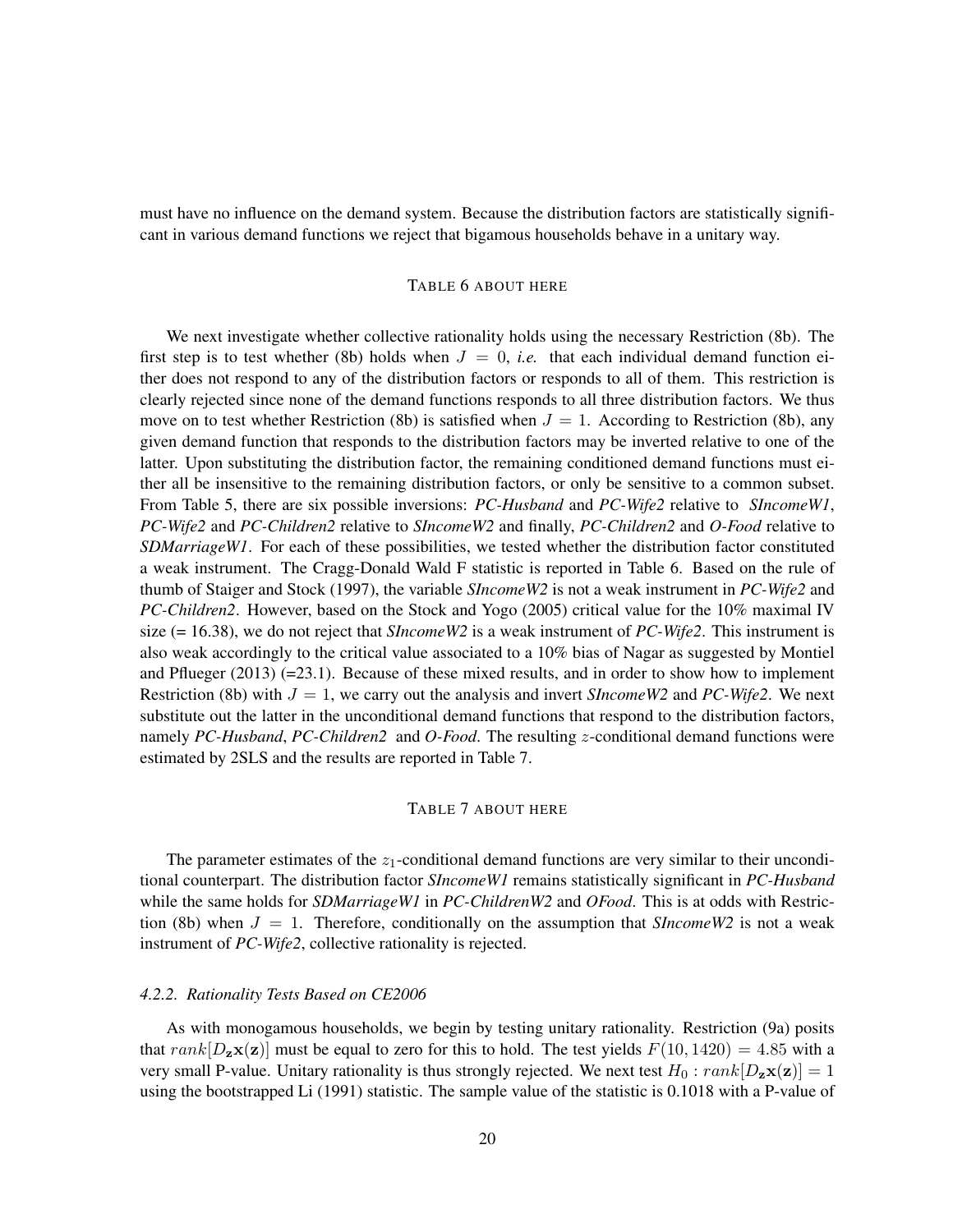must have no influence on the demand system. Because the distribution factors are statistically significant in various demand functions we reject that bigamous households behave in a unitary way.

TABLE 6 ABOUT HERE

We next investigate whether collective rationality holds using the necessary Restriction (8b). The first step is to test whether (8b) holds when $J = 0$, *i.e.* that each individual demand function either does not respond to any of the distribution factors or responds to all of them. This restriction is clearly rejected since none of the demand functions responds to all three distribution factors. We thus move on to test whether Restriction (8b) is satisfied when $J = 1$. According to Restriction (8b), any given demand function that responds to the distribution factors may be inverted relative to one of the latter. Upon substituting the distribution factor, the remaining conditioned demand functions must either all be insensitive to the remaining distribution factors, or only be sensitive to a common subset. From Table 5, there are six possible inversions: *PC-Husband* and *PC-Wife2* relative to *SIncomeW1*, *PC-Wife2* and *PC-Children2* relative to *SIncomeW2* and finally, *PC-Children2* and *O-Food* relative to *SDMarriageW1*. For each of these possibilities, we tested whether the distribution factor constituted a weak instrument. The Cragg-Donald Wald F statistic is reported in Table 6. Based on the rule of thumb of Staiger and Stock (1997), the variable *SIncomeW2* is not a weak instrument in *PC-Wife2* and *PC-Children2*. However, based on the Stock and Yogo (2005) critical value for the 10% maximal IV size (= 16.38), we do not reject that *SIncomeW2* is a weak instrument of *PC-Wife2*. This instrument is also weak accordingly to the critical value associated to a 10% bias of Nagar as suggested by Montiel and Pflueger (2013) (=23.1). Because of these mixed results, and in order to show how to implement Restriction (8b) with $J = 1$, we carry out the analysis and invert *SIncomeW2* and *PC-Wife2*. We next substitute out the latter in the unconditional demand functions that respond to the distribution factors, namely *PC-Husband*, *PC-Children2* and *O-Food*. The resulting $z$-conditional demand functions were estimated by 2SLS and the results are reported in Table 7.

TABLE 7 ABOUT HERE

The parameter estimates of the $z_1$-conditional demand functions are very similar to their unconditional counterpart. The distribution factor *SIncomeW1* remains statistically significant in *PC-Husband* while the same holds for *SDMarriageW1* in *PC-ChildrenW2* and *OFood*. This is at odds with Restriction (8b) when $J = 1$. Therefore, conditionally on the assumption that *SIncomeW2* is not a weak instrument of *PC-Wife2*, collective rationality is rejected.

#### *4.2.2. Rationality Tests Based on CE2006*

As with monogamous households, we begin by testing unitary rationality. Restriction (9a) posits that $rank[D_{\mathbf{z}}\mathbf{x}(\mathbf{z})]$ must be equal to zero for this to hold. The test yields $F(10, 1420) = 4.85$ with a very small P-value. Unitary rationality is thus strongly rejected. We next test $H_0 : rank[D_{\mathbf{z}}\mathbf{x}(\mathbf{z})] = 1$ using the bootstrapped Li (1991) statistic. The sample value of the statistic is 0.1018 with a P-value of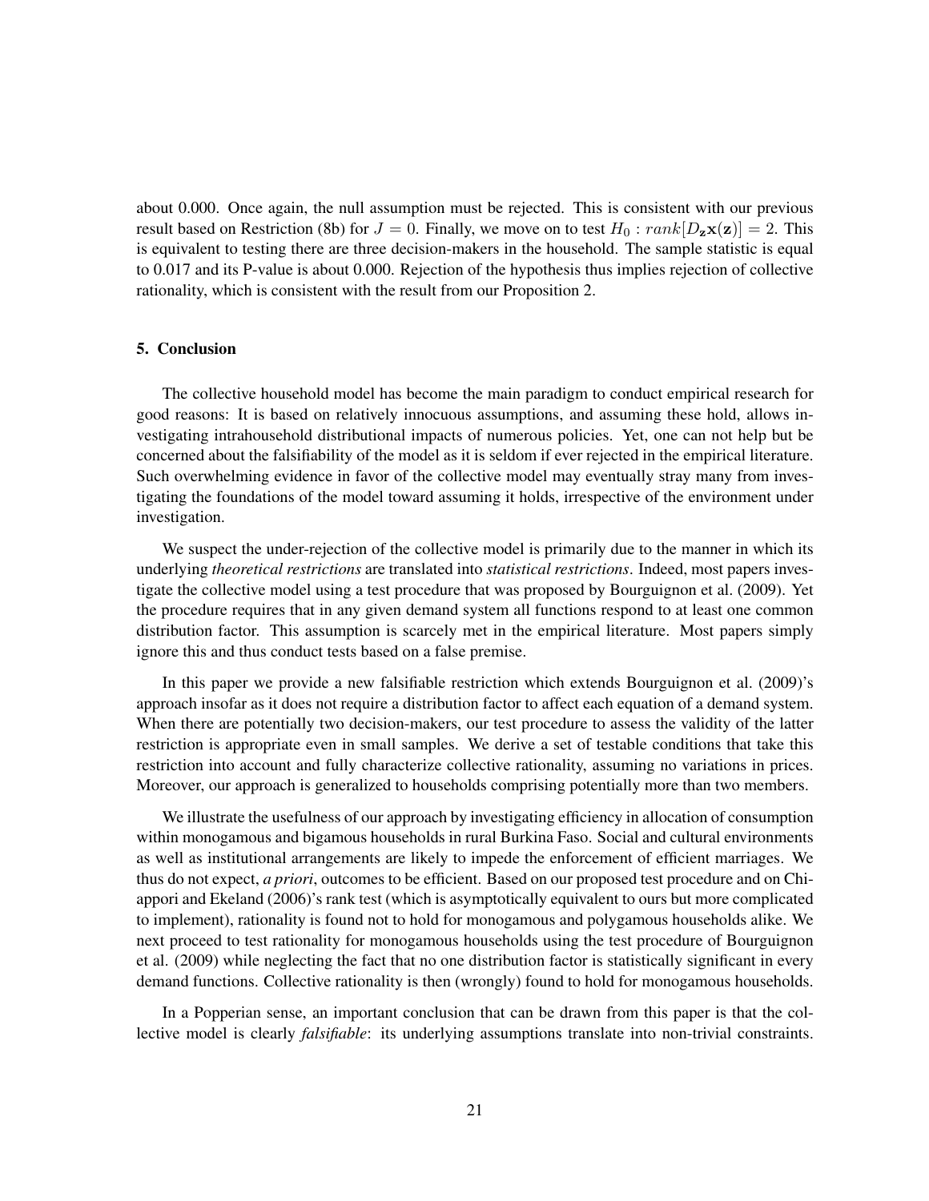about 0.000. Once again, the null assumption must be rejected. This is consistent with our previous result based on Restriction (8b) for $J = 0$. Finally, we move on to test $H_0 : rank[D_{\mathbf{z}}\mathbf{x}(\mathbf{z})] = 2$. This is equivalent to testing there are three decision-makers in the household. The sample statistic is equal to 0.017 and its P-value is about 0.000. Rejection of the hypothesis thus implies rejection of collective rationality, which is consistent with the result from our Proposition 2.

## 5. Conclusion

The collective household model has become the main paradigm to conduct empirical research for good reasons: It is based on relatively innocuous assumptions, and assuming these hold, allows investigating intrahousehold distributional impacts of numerous policies. Yet, one can not help but be concerned about the falsifiability of the model as it is seldom if ever rejected in the empirical literature. Such overwhelming evidence in favor of the collective model may eventually stray many from investigating the foundations of the model toward assuming it holds, irrespective of the environment under investigation.

We suspect the under-rejection of the collective model is primarily due to the manner in which its underlying *theoretical restrictions* are translated into *statistical restrictions*. Indeed, most papers investigate the collective model using a test procedure that was proposed by Bourguignon et al. (2009). Yet the procedure requires that in any given demand system all functions respond to at least one common distribution factor. This assumption is scarcely met in the empirical literature. Most papers simply ignore this and thus conduct tests based on a false premise.

In this paper we provide a new falsifiable restriction which extends Bourguignon et al. (2009)'s approach insofar as it does not require a distribution factor to affect each equation of a demand system. When there are potentially two decision-makers, our test procedure to assess the validity of the latter restriction is appropriate even in small samples. We derive a set of testable conditions that take this restriction into account and fully characterize collective rationality, assuming no variations in prices. Moreover, our approach is generalized to households comprising potentially more than two members.

We illustrate the usefulness of our approach by investigating efficiency in allocation of consumption within monogamous and bigamous households in rural Burkina Faso. Social and cultural environments as well as institutional arrangements are likely to impede the enforcement of efficient marriages. We thus do not expect, *a priori*, outcomes to be efficient. Based on our proposed test procedure and on Chiappori and Ekeland (2006)'s rank test (which is asymptotically equivalent to ours but more complicated to implement), rationality is found not to hold for monogamous and polygamous households alike. We next proceed to test rationality for monogamous households using the test procedure of Bourguignon et al. (2009) while neglecting the fact that no one distribution factor is statistically significant in every demand functions. Collective rationality is then (wrongly) found to hold for monogamous households.

In a Popperian sense, an important conclusion that can be drawn from this paper is that the collective model is clearly *falsifiable*: its underlying assumptions translate into non-trivial constraints.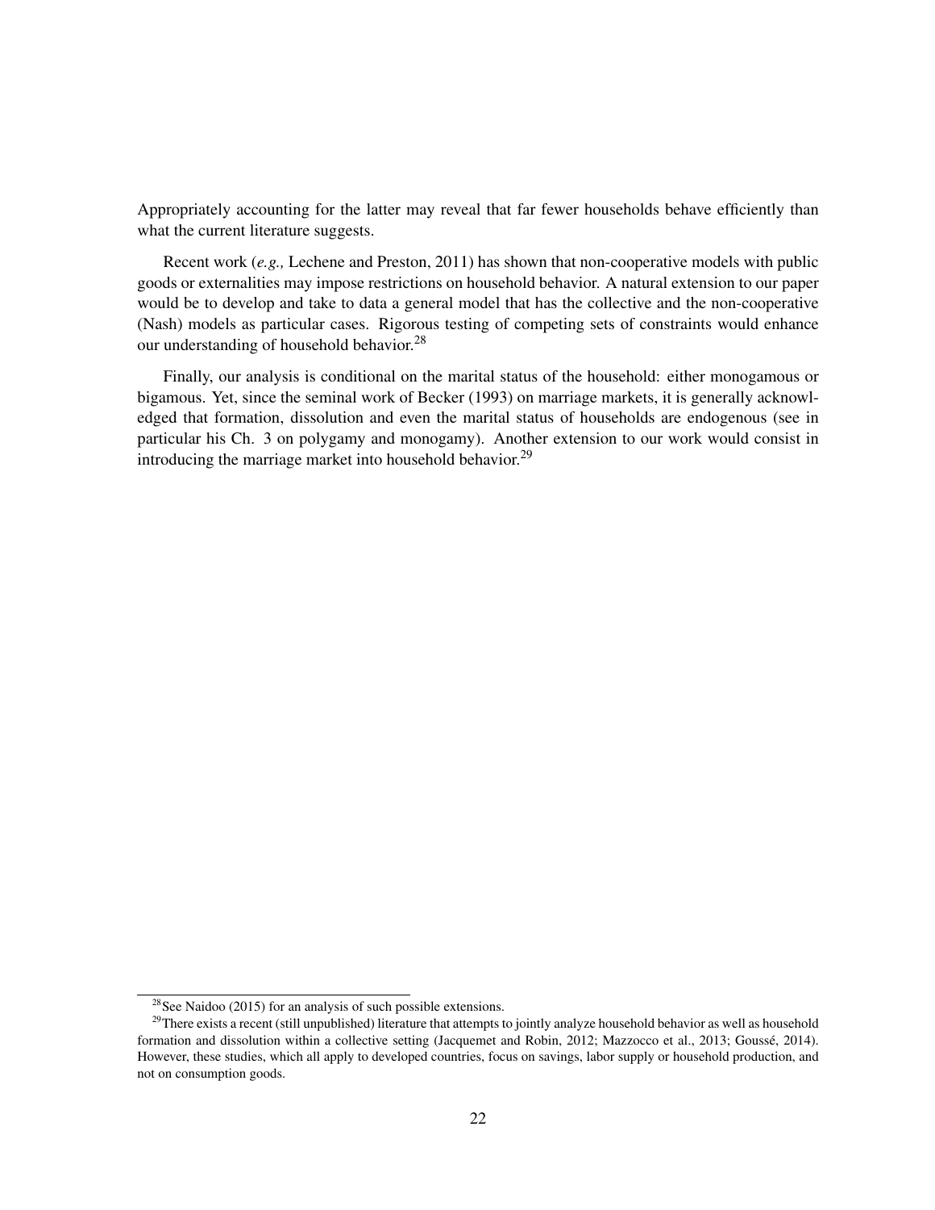Appropriately accounting for the latter may reveal that far fewer households behave efficiently than what the current literature suggests.

Recent work (*e.g.,* Lechene and Preston, 2011) has shown that non-cooperative models with public goods or externalities may impose restrictions on household behavior. A natural extension to our paper would be to develop and take to data a general model that has the collective and the non-cooperative (Nash) models as particular cases. Rigorous testing of competing sets of constraints would enhance our understanding of household behavior.[28]

Finally, our analysis is conditional on the marital status of the household: either monogamous or bigamous. Yet, since the seminal work of Becker (1993) on marriage markets, it is generally acknowledged that formation, dissolution and even the marital status of households are endogenous (see in particular his Ch. 3 on polygamy and monogamy). Another extension to our work would consist in introducing the marriage market into household behavior.[29]

---

[28] See Naidoo (2015) for an analysis of such possible extensions.

[29] There exists a recent (still unpublished) literature that attempts to jointly analyze household behavior as well as household formation and dissolution within a collective setting (Jacquemet and Robin, 2012; Mazzocco et al., 2013; Goussé, 2014). However, these studies, which all apply to developed countries, focus on savings, labor supply or household production, and not on consumption goods.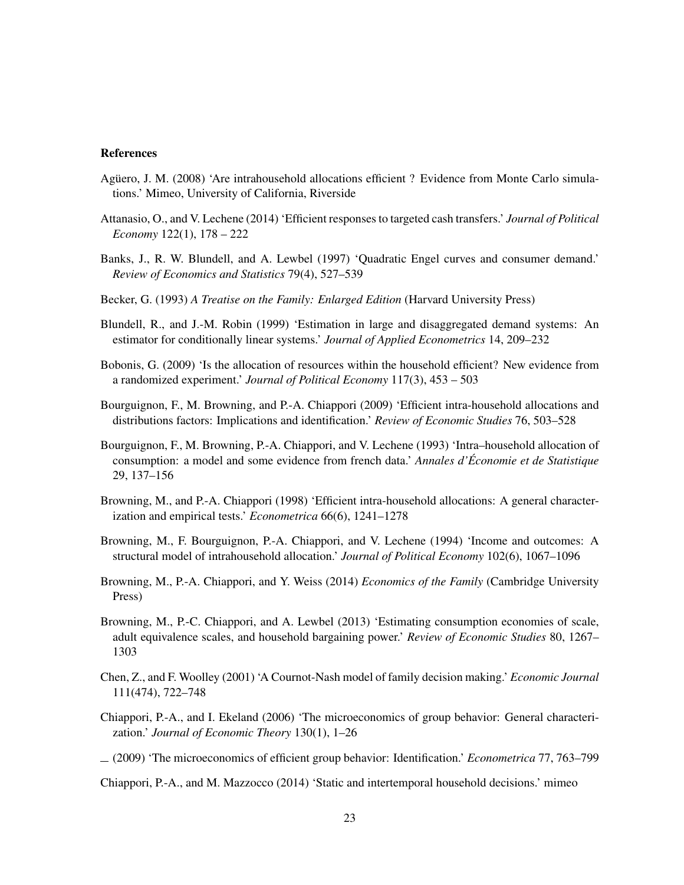## References

Agüero, J. M. (2008) 'Are intrahousehold allocations efficient ? Evidence from Monte Carlo simulations.' Mimeo, University of California, Riverside

Attanasio, O., and V. Lechene (2014) 'Efficient responses to targeted cash transfers.' *Journal of Political Economy* 122(1), 178 – 222

Banks, J., R. W. Blundell, and A. Lewbel (1997) 'Quadratic Engel curves and consumer demand.' *Review of Economics and Statistics* 79(4), 527–539

Becker, G. (1993) *A Treatise on the Family: Enlarged Edition* (Harvard University Press)

Blundell, R., and J.-M. Robin (1999) 'Estimation in large and disaggregated demand systems: An estimator for conditionally linear systems.' *Journal of Applied Econometrics* 14, 209–232

Bobonis, G. (2009) 'Is the allocation of resources within the household efficient? New evidence from a randomized experiment.' *Journal of Political Economy* 117(3), 453 – 503

Bourguignon, F., M. Browning, and P.-A. Chiappori (2009) 'Efficient intra-household allocations and distributions factors: Implications and identification.' *Review of Economic Studies* 76, 503–528

Bourguignon, F., M. Browning, P.-A. Chiappori, and V. Lechene (1993) 'Intra–household allocation of consumption: a model and some evidence from french data.' *Annales d'Économie et de Statistique* 29, 137–156

Browning, M., and P.-A. Chiappori (1998) 'Efficient intra-household allocations: A general characterization and empirical tests.' *Econometrica* 66(6), 1241–1278

Browning, M., F. Bourguignon, P.-A. Chiappori, and V. Lechene (1994) 'Income and outcomes: A structural model of intrahousehold allocation.' *Journal of Political Economy* 102(6), 1067–1096

Browning, M., P.-A. Chiappori, and Y. Weiss (2014) *Economics of the Family* (Cambridge University Press)

Browning, M., P.-C. Chiappori, and A. Lewbel (2013) 'Estimating consumption economies of scale, adult equivalence scales, and household bargaining power.' *Review of Economic Studies* 80, 1267–1303

Chen, Z., and F. Woolley (2001) 'A Cournot-Nash model of family decision making.' *Economic Journal* 111(474), 722–748

Chiappori, P.-A., and I. Ekeland (2006) 'The microeconomics of group behavior: General characterization.' *Journal of Economic Theory* 130(1), 1–26

— (2009) 'The microeconomics of efficient group behavior: Identification.' *Econometrica* 77, 763–799

Chiappori, P.-A., and M. Mazzocco (2014) 'Static and intertemporal household decisions.' mimeo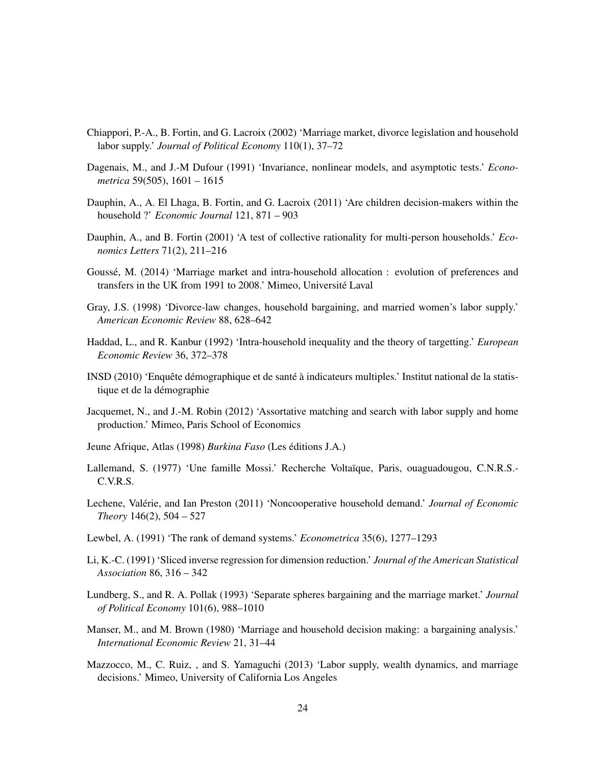Chiappori, P.-A., B. Fortin, and G. Lacroix (2002) 'Marriage market, divorce legislation and household labor supply.' *Journal of Political Economy* 110(1), 37–72

Dagenais, M., and J.-M Dufour (1991) 'Invariance, nonlinear models, and asymptotic tests.' *Econometrica* 59(505), 1601 – 1615

Dauphin, A., A. El Lhaga, B. Fortin, and G. Lacroix (2011) 'Are children decision-makers within the household ?' *Economic Journal* 121, 871 – 903

Dauphin, A., and B. Fortin (2001) 'A test of collective rationality for multi-person households.' *Economics Letters* 71(2), 211–216

Goussé, M. (2014) 'Marriage market and intra-household allocation : evolution of preferences and transfers in the UK from 1991 to 2008.' Mimeo, Université Laval

Gray, J.S. (1998) 'Divorce-law changes, household bargaining, and married women's labor supply.' *American Economic Review* 88, 628–642

Haddad, L., and R. Kanbur (1992) 'Intra-household inequality and the theory of targetting.' *European Economic Review* 36, 372–378

INSD (2010) 'Enquête démographique et de santé à indicateurs multiples.' Institut national de la statistique et de la démographie

Jacquemet, N., and J.-M. Robin (2012) 'Assortative matching and search with labor supply and home production.' Mimeo, Paris School of Economics

Jeune Afrique, Atlas (1998) *Burkina Faso* (Les éditions J.A.)

Lallemand, S. (1977) 'Une famille Mossi.' Recherche Voltaïque, Paris, ouaguadougou, C.N.R.S.-C.V.R.S.

Lechene, Valérie, and Ian Preston (2011) 'Noncooperative household demand.' *Journal of Economic Theory* 146(2), 504 – 527

Lewbel, A. (1991) 'The rank of demand systems.' *Econometrica* 35(6), 1277–1293

Li, K.-C. (1991) 'Sliced inverse regression for dimension reduction.' *Journal of the American Statistical Association* 86, 316 – 342

Lundberg, S., and R. A. Pollak (1993) 'Separate spheres bargaining and the marriage market.' *Journal of Political Economy* 101(6), 988–1010

Manser, M., and M. Brown (1980) 'Marriage and household decision making: a bargaining analysis.' *International Economic Review* 21, 31–44

Mazzocco, M., C. Ruiz, , and S. Yamaguchi (2013) 'Labor supply, wealth dynamics, and marriage decisions.' Mimeo, University of California Los Angeles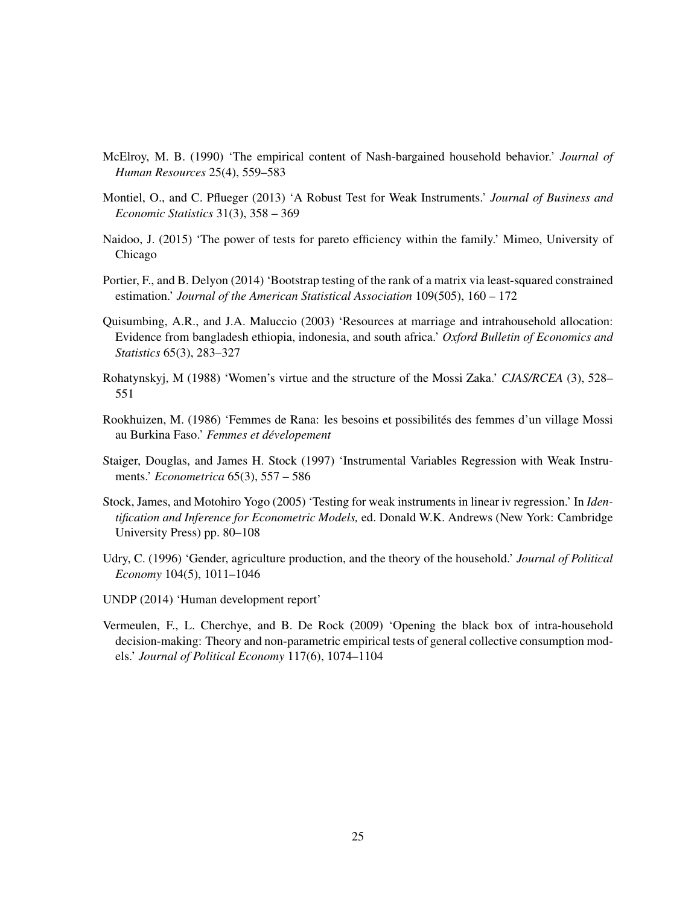McElroy, M. B. (1990) 'The empirical content of Nash-bargained household behavior.' *Journal of Human Resources* 25(4), 559–583

Montiel, O., and C. Pflueger (2013) 'A Robust Test for Weak Instruments.' *Journal of Business and Economic Statistics* 31(3), 358 – 369

Naidoo, J. (2015) 'The power of tests for pareto efficiency within the family.' Mimeo, University of Chicago

Portier, F., and B. Delyon (2014) 'Bootstrap testing of the rank of a matrix via least-squared constrained estimation.' *Journal of the American Statistical Association* 109(505), 160 – 172

Quisumbing, A.R., and J.A. Maluccio (2003) 'Resources at marriage and intrahousehold allocation: Evidence from bangladesh ethiopia, indonesia, and south africa.' *Oxford Bulletin of Economics and Statistics* 65(3), 283–327

Rohatynskyj, M (1988) 'Women's virtue and the structure of the Mossi Zaka.' *CJAS/RCEA* (3), 528–551

Rookhuizen, M. (1986) 'Femmes de Rana: les besoins et possibilités des femmes d'un village Mossi au Burkina Faso.' *Femmes et dévelopement*

Staiger, Douglas, and James H. Stock (1997) 'Instrumental Variables Regression with Weak Instruments.' *Econometrica* 65(3), 557 – 586

Stock, James, and Motohiro Yogo (2005) 'Testing for weak instruments in linear iv regression.' In *Identification and Inference for Econometric Models,* ed. Donald W.K. Andrews (New York: Cambridge University Press) pp. 80–108

Udry, C. (1996) 'Gender, agriculture production, and the theory of the household.' *Journal of Political Economy* 104(5), 1011–1046

UNDP (2014) 'Human development report'

Vermeulen, F., L. Cherchye, and B. De Rock (2009) 'Opening the black box of intra-household decision-making: Theory and non-parametric empirical tests of general collective consumption models.' *Journal of Political Economy* 117(6), 1074–1104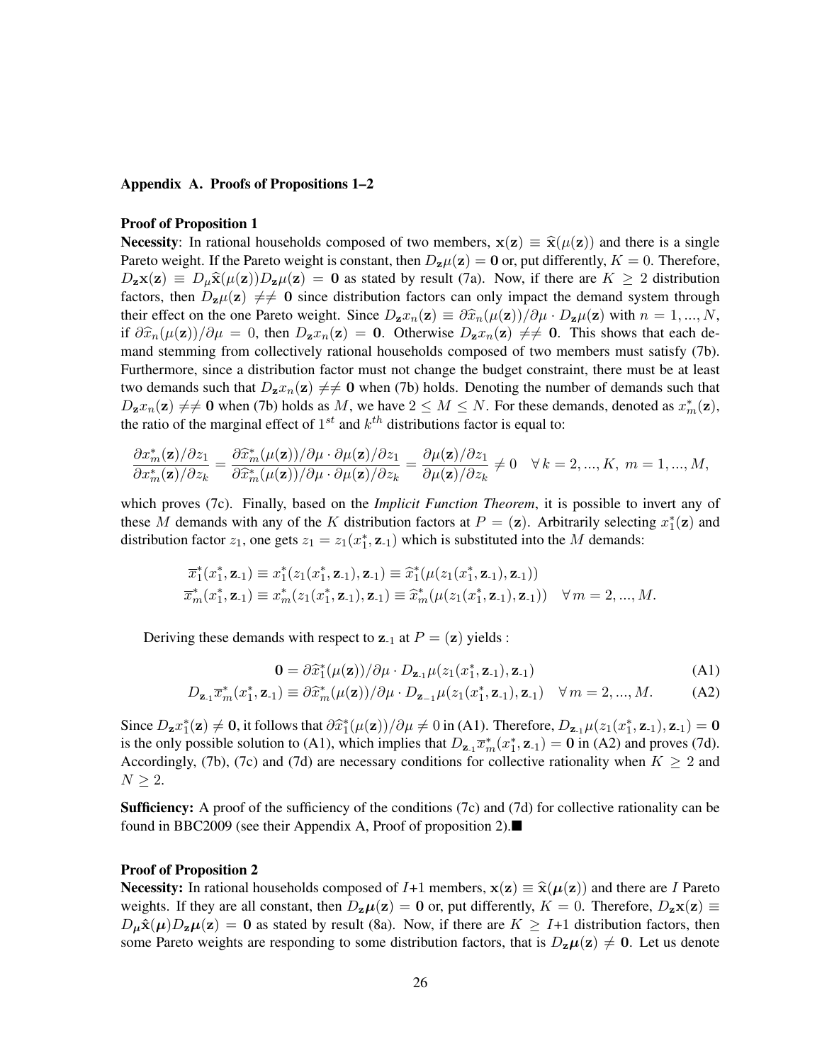## Appendix A. Proofs of Propositions 1–2

### Proof of Proposition 1

**Necessity**: In rational households composed of two members, $\mathbf{x}(\mathbf{z}) \equiv \widehat{\mathbf{x}}(\mu(\mathbf{z}))$ and there is a single Pareto weight. If the Pareto weight is constant, then $D_{\mathbf{z}}\mu(\mathbf{z}) = \mathbf{0}$ or, put differently, $K = 0$. Therefore, $D_{\mathbf{z}}\mathbf{x}(\mathbf{z}) \equiv D_{\mu}\widehat{\mathbf{x}}(\mu(\mathbf{z}))D_{\mathbf{z}}\mu(\mathbf{z}) = \mathbf{0}$ as stated by result (7a). Now, if there are $K \geq 2$ distribution factors, then $D_{\mathbf{z}}\mu(\mathbf{z}) \neq\neq \mathbf{0}$ since distribution factors can only impact the demand system through their effect on the one Pareto weight. Since $D_{\mathbf{z}}x_n(\mathbf{z}) \equiv \partial\widehat{x}_n(\mu(\mathbf{z}))/\partial\mu \cdot D_{\mathbf{z}}\mu(\mathbf{z})$ with $n = 1, ..., N$, if $\partial\widehat{x}_n(\mu(\mathbf{z}))/\partial\mu = 0$, then $D_{\mathbf{z}}x_n(\mathbf{z}) = \mathbf{0}$. Otherwise $D_{\mathbf{z}}x_n(\mathbf{z}) \neq\neq \mathbf{0}$. This shows that each demand stemming from collectively rational households composed of two members must satisfy (7b). Furthermore, since a distribution factor must not change the budget constraint, there must be at least two demands such that $D_{\mathbf{z}}x_n(\mathbf{z}) \neq\neq \mathbf{0}$ when (7b) holds. Denoting the number of demands such that $D_{\mathbf{z}}x_n(\mathbf{z}) \neq\neq \mathbf{0}$ when (7b) holds as $M$, we have $2 \leq M \leq N$. For these demands, denoted as $x^*_m(\mathbf{z})$, the ratio of the marginal effect of $1^{st}$ and $k^{th}$ distributions factor is equal to:

$$\frac{\partial x^*_m(\mathbf{z})/\partial z_1}{\partial x^*_m(\mathbf{z})/\partial z_k} = \frac{\partial\widehat{x}^*_m(\mu(\mathbf{z}))/\partial\mu \cdot \partial\mu(\mathbf{z})/\partial z_1}{\partial\widehat{x}^*_m(\mu(\mathbf{z}))/\partial\mu \cdot \partial\mu(\mathbf{z})/\partial z_k} = \frac{\partial\mu(\mathbf{z})/\partial z_1}{\partial\mu(\mathbf{z})/\partial z_k} \neq 0 \quad \forall\, k = 2, ..., K,\ m = 1, ..., M,$$

which proves (7c). Finally, based on the *Implicit Function Theorem*, it is possible to invert any of these $M$ demands with any of the $K$ distribution factors at $P = (\mathbf{z})$. Arbitrarily selecting $x^*_1(\mathbf{z})$ and distribution factor $z_1$, one gets $z_1 = z_1(x^*_1, \mathbf{z}_{\text{-}1})$ which is substituted into the $M$ demands:

$$\begin{aligned}
\overline{x}^*_1(x^*_1, \mathbf{z}_{\text{-}1}) &\equiv x^*_1(z_1(x^*_1, \mathbf{z}_{\text{-}1}), \mathbf{z}_{\text{-}1}) \equiv \widehat{x}^*_1(\mu(z_1(x^*_1, \mathbf{z}_{\text{-}1}), \mathbf{z}_{\text{-}1})) \\
\overline{x}^*_m(x^*_1, \mathbf{z}_{\text{-}1}) &\equiv x^*_m(z_1(x^*_1, \mathbf{z}_{\text{-}1}), \mathbf{z}_{\text{-}1}) \equiv \widehat{x}^*_m(\mu(z_1(x^*_1, \mathbf{z}_{\text{-}1}), \mathbf{z}_{\text{-}1})) \quad \forall\, m = 2, ..., M.
\end{aligned}$$

Deriving these demands with respect to $\mathbf{z}_{\text{-}1}$ at $P = (\mathbf{z})$ yields :

$$\mathbf{0} = \partial\widehat{x}^*_1(\mu(\mathbf{z}))/\partial\mu \cdot D_{\mathbf{z}_{\text{-}1}}\mu(z_1(x^*_1, \mathbf{z}_{\text{-}1}), \mathbf{z}_{\text{-}1}) \tag{A1}$$

$$D_{\mathbf{z}_{\text{-}1}}\overline{x}^*_m(x^*_1, \mathbf{z}_{\text{-}1}) \equiv \partial\widehat{x}^*_m(\mu(\mathbf{z}))/\partial\mu \cdot D_{\mathbf{z}_{-1}}\mu(z_1(x^*_1, \mathbf{z}_{\text{-}1}), \mathbf{z}_{\text{-}1}) \quad \forall\, m = 2, ..., M. \tag{A2}$$

Since $D_{\mathbf{z}}x^*_1(\mathbf{z}) \neq \mathbf{0}$, it follows that $\partial\widehat{x}^*_1(\mu(\mathbf{z}))/\partial\mu \neq 0$ in (A1). Therefore, $D_{\mathbf{z}_{\text{-}1}}\mu(z_1(x^*_1, \mathbf{z}_{\text{-}1}), \mathbf{z}_{\text{-}1}) = \mathbf{0}$ is the only possible solution to (A1), which implies that $D_{\mathbf{z}_{\text{-}1}}\overline{x}^*_m(x^*_1, \mathbf{z}_{\text{-}1}) = \mathbf{0}$ in (A2) and proves (7d). Accordingly, (7b), (7c) and (7d) are necessary conditions for collective rationality when $K \geq 2$ and $N \geq 2$.

**Sufficiency:** A proof of the sufficiency of the conditions (7c) and (7d) for collective rationality can be found in BBC2009 (see their Appendix A, Proof of proposition 2).■

### Proof of Proposition 2

**Necessity:** In rational households composed of $I$+1 members, $\mathbf{x}(\mathbf{z}) \equiv \widehat{\mathbf{x}}(\boldsymbol{\mu}(\mathbf{z}))$ and there are $I$ Pareto weights. If they are all constant, then $D_{\mathbf{z}}\boldsymbol{\mu}(\mathbf{z}) = \mathbf{0}$ or, put differently, $K = 0$. Therefore, $D_{\mathbf{z}}\mathbf{x}(\mathbf{z}) \equiv D_{\boldsymbol{\mu}}\hat{\mathbf{x}}(\boldsymbol{\mu})D_{\mathbf{z}}\boldsymbol{\mu}(\mathbf{z}) = \mathbf{0}$ as stated by result (8a). Now, if there are $K \geq I$+1 distribution factors, then some Pareto weights are responding to some distribution factors, that is $D_{\mathbf{z}}\boldsymbol{\mu}(\mathbf{z}) \neq \mathbf{0}$. Let us denote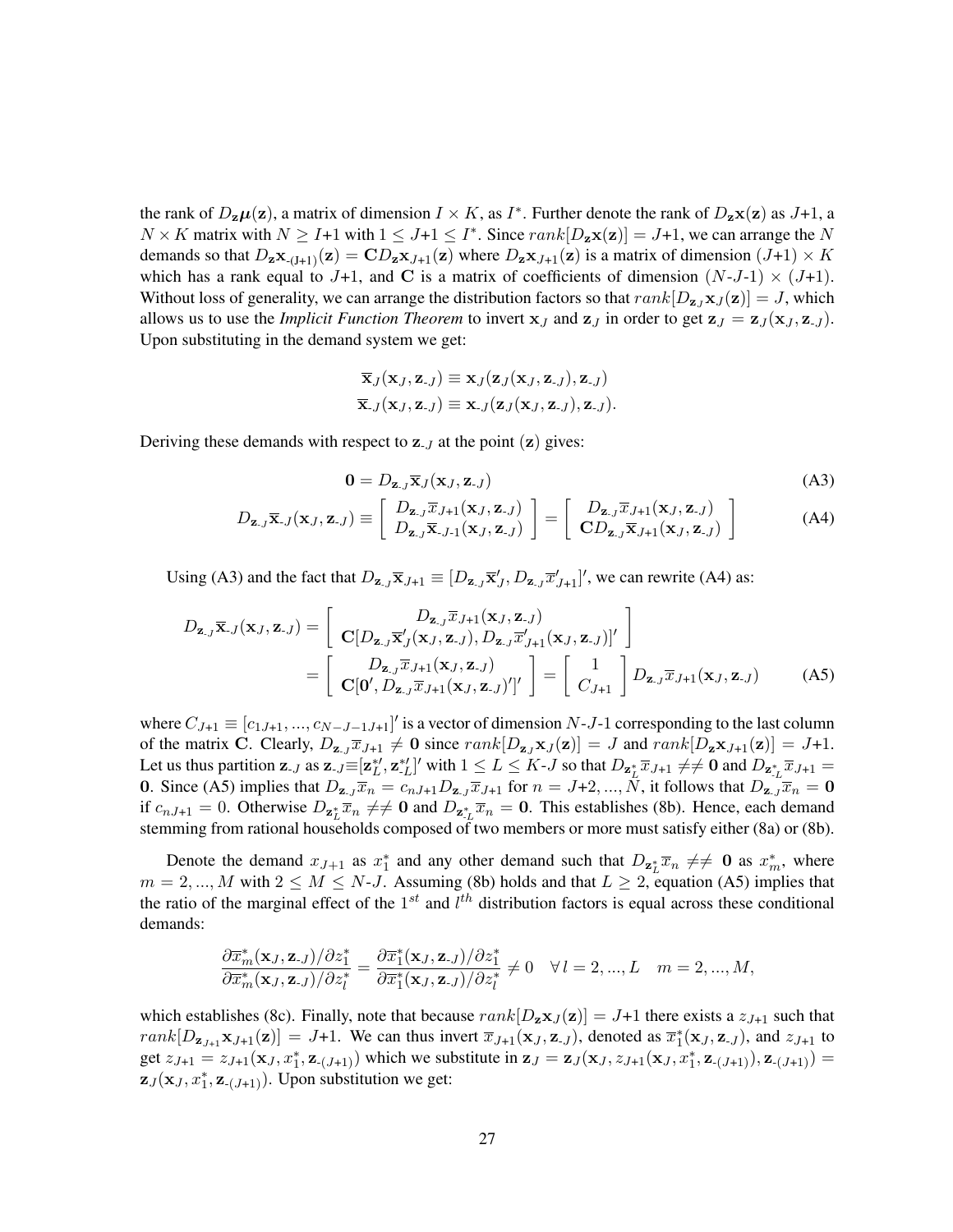the rank of $D_{\mathbf{z}}\boldsymbol{\mu}(\mathbf{z})$, a matrix of dimension $I \times K$, as $I^*$. Further denote the rank of $D_{\mathbf{z}}\mathbf{x}(\mathbf{z})$ as $J$+1, a $N \times K$ matrix with $N \geq I$+1 with $1 \leq J$+$1 \leq I^*$. Since $rank[D_{\mathbf{z}}\mathbf{x}(\mathbf{z})] = J$+1, we can arrange the $N$ demands so that $D_{\mathbf{z}}\mathbf{x}_{\text{-}(J+1)}(\mathbf{z}) = \mathbf{C}D_{\mathbf{z}}\mathbf{x}_{J+1}(\mathbf{z})$ where $D_{\mathbf{z}}\mathbf{x}_{J+1}(\mathbf{z})$ is a matrix of dimension $(J$+$1) \times K$ which has a rank equal to $J$+1, and $\mathbf{C}$ is a matrix of coefficients of dimension $(N$-$J$-$1) \times (J$+$1)$. Without loss of generality, we can arrange the distribution factors so that $rank[D_{\mathbf{z}_J}\mathbf{x}_J(\mathbf{z})] = J$, which allows us to use the *Implicit Function Theorem* to invert $\mathbf{x}_J$ and $\mathbf{z}_J$ in order to get $\mathbf{z}_J = \mathbf{z}_J(\mathbf{x}_J, \mathbf{z}_{\text{-}J})$. Upon substituting in the demand system we get:

$$\overline{\mathbf{x}}_J(\mathbf{x}_J, \mathbf{z}_{\text{-}J}) \equiv \mathbf{x}_J(\mathbf{z}_J(\mathbf{x}_J, \mathbf{z}_{\text{-}J}), \mathbf{z}_{\text{-}J})$$
$$\overline{\mathbf{x}}_{\text{-}J}(\mathbf{x}_J, \mathbf{z}_{\text{-}J}) \equiv \mathbf{x}_{\text{-}J}(\mathbf{z}_J(\mathbf{x}_J, \mathbf{z}_{\text{-}J}), \mathbf{z}_{\text{-}J}).$$

Deriving these demands with respect to $\mathbf{z}_{\text{-}J}$ at the point $(\mathbf{z})$ gives:

$$\mathbf{0} = D_{\mathbf{z}_{\text{-}J}}\overline{\mathbf{x}}_J(\mathbf{x}_J, \mathbf{z}_{\text{-}J}) \tag{A3}$$

$$D_{\mathbf{z}_{\text{-}J}}\overline{\mathbf{x}}_{\text{-}J}(\mathbf{x}_J, \mathbf{z}_{\text{-}J}) \equiv \begin{bmatrix} D_{\mathbf{z}_{\text{-}J}}\overline{x}_{J+1}(\mathbf{x}_J, \mathbf{z}_{\text{-}J}) \\ D_{\mathbf{z}_{\text{-}J}}\overline{\mathbf{x}}_{\text{-}J\text{-}1}(\mathbf{x}_J, \mathbf{z}_{\text{-}J}) \end{bmatrix} = \begin{bmatrix} D_{\mathbf{z}_{\text{-}J}}\overline{x}_{J+1}(\mathbf{x}_J, \mathbf{z}_{\text{-}J}) \\ \mathbf{C}D_{\mathbf{z}_{\text{-}J}}\overline{\mathbf{x}}_{J+1}(\mathbf{x}_J, \mathbf{z}_{\text{-}J}) \end{bmatrix} \tag{A4}$$

Using (A3) and the fact that $D_{\mathbf{z}_{\text{-}J}}\overline{\mathbf{x}}_{J+1} \equiv [D_{\mathbf{z}_{\text{-}J}}\overline{\mathbf{x}}_J', D_{\mathbf{z}_{\text{-}J}}\overline{x}_{J+1}']'$, we can rewrite (A4) as:

$$\begin{aligned} D_{\mathbf{z}_{\text{-}J}}\overline{\mathbf{x}}_{\text{-}J}(\mathbf{x}_J, \mathbf{z}_{\text{-}J}) &= \begin{bmatrix} D_{\mathbf{z}_{\text{-}J}}\overline{x}_{J+1}(\mathbf{x}_J, \mathbf{z}_{\text{-}J}) \\ \mathbf{C}[D_{\mathbf{z}_{\text{-}J}}\overline{\mathbf{x}}_J'(\mathbf{x}_J, \mathbf{z}_{\text{-}J}), D_{\mathbf{z}_{\text{-}J}}\overline{x}_{J+1}'(\mathbf{x}_J, \mathbf{z}_{\text{-}J})]' \end{bmatrix} \\ &= \begin{bmatrix} D_{\mathbf{z}_{\text{-}J}}\overline{x}_{J+1}(\mathbf{x}_J, \mathbf{z}_{\text{-}J}) \\ \mathbf{C}[\mathbf{0}', D_{\mathbf{z}_{\text{-}J}}\overline{x}_{J+1}(\mathbf{x}_J, \mathbf{z}_{\text{-}J})']' \end{bmatrix} = \begin{bmatrix} 1 \\ C_{J+1} \end{bmatrix} D_{\mathbf{z}_{\text{-}J}}\overline{x}_{J+1}(\mathbf{x}_J, \mathbf{z}_{\text{-}J}) \end{aligned} \tag{A5}$$

where $C_{J+1} \equiv [c_{1J+1}, ..., c_{N-J-1J+1}]'$ is a vector of dimension $N$-$J$-1 corresponding to the last column of the matrix $\mathbf{C}$. Clearly, $D_{\mathbf{z}_{\text{-}J}}\overline{x}_{J+1} \neq \mathbf{0}$ since $rank[D_{\mathbf{z}_J}\mathbf{x}_J(\mathbf{z})] = J$ and $rank[D_{\mathbf{z}}\mathbf{x}_{J+1}(\mathbf{z})] = J$+1. Let us thus partition $\mathbf{z}_{\text{-}J}$ as $\mathbf{z}_{\text{-}J} \equiv [\mathbf{z}_L^{*\prime}, \mathbf{z}_{\text{-}L}^{*\prime}]'$ with $1 \leq L \leq K$-$J$ so that $D_{\mathbf{z}_L^*}\overline{x}_{J+1} \neq\neq \mathbf{0}$ and $D_{\mathbf{z}_{\text{-}L}^*}\overline{x}_{J+1} = \mathbf{0}$. Since (A5) implies that $D_{\mathbf{z}_{\text{-}J}}\overline{x}_n = c_{nJ+1}D_{\mathbf{z}_{\text{-}J}}\overline{x}_{J+1}$ for $n = J$+$2, ..., N$, it follows that $D_{\mathbf{z}_{\text{-}J}}\overline{x}_n = \mathbf{0}$ if $c_{nJ+1} = 0$. Otherwise $D_{\mathbf{z}_L^*}\overline{x}_n \neq\neq \mathbf{0}$ and $D_{\mathbf{z}_{\text{-}L}^*}\overline{x}_n = \mathbf{0}$. This establishes (8b). Hence, each demand stemming from rational households composed of two members or more must satisfy either (8a) or (8b).

Denote the demand $x_{J+1}$ as $x_1^*$ and any other demand such that $D_{\mathbf{z}_L^*}\overline{x}_n \neq\neq \mathbf{0}$ as $x_m^*$, where $m = 2, ..., M$ with $2 \leq M \leq N$-$J$. Assuming (8b) holds and that $L \geq 2$, equation (A5) implies that the ratio of the marginal effect of the $1^{st}$ and $l^{th}$ distribution factors is equal across these conditional demands:

$$\frac{\partial\overline{x}_m^*(\mathbf{x}_J, \mathbf{z}_{\text{-}J})/\partial z_1^*}{\partial\overline{x}_m^*(\mathbf{x}_J, \mathbf{z}_{\text{-}J})/\partial z_l^*} = \frac{\partial\overline{x}_1^*(\mathbf{x}_J, \mathbf{z}_{\text{-}J})/\partial z_1^*}{\partial\overline{x}_1^*(\mathbf{x}_J, \mathbf{z}_{\text{-}J})/\partial z_l^*} \neq 0 \quad \forall\, l = 2, ..., L \quad m = 2, ..., M,$$

which establishes (8c). Finally, note that because $rank[D_{\mathbf{z}}\mathbf{x}_J(\mathbf{z})] = J$+1 there exists a $z_{J+1}$ such that $rank[D_{\mathbf{z}_{J+1}}\mathbf{x}_{J+1}(\mathbf{z})] = J$+1. We can thus invert $\overline{x}_{J+1}(\mathbf{x}_J, \mathbf{z}_{\text{-}J})$, denoted as $\overline{x}_1^*(\mathbf{x}_J, \mathbf{z}_{\text{-}J})$, and $z_{J+1}$ to get $z_{J+1} = z_{J+1}(\mathbf{x}_J, x_1^*, \mathbf{z}_{\text{-}(J+1)})$ which we substitute in $\mathbf{z}_J = \mathbf{z}_J(\mathbf{x}_J, z_{J+1}(\mathbf{x}_J, x_1^*, \mathbf{z}_{\text{-}(J+1)}), \mathbf{z}_{\text{-}(J+1)}) = \mathbf{z}_J(\mathbf{x}_J, x_1^*, \mathbf{z}_{\text{-}(J+1)})$. Upon substitution we get: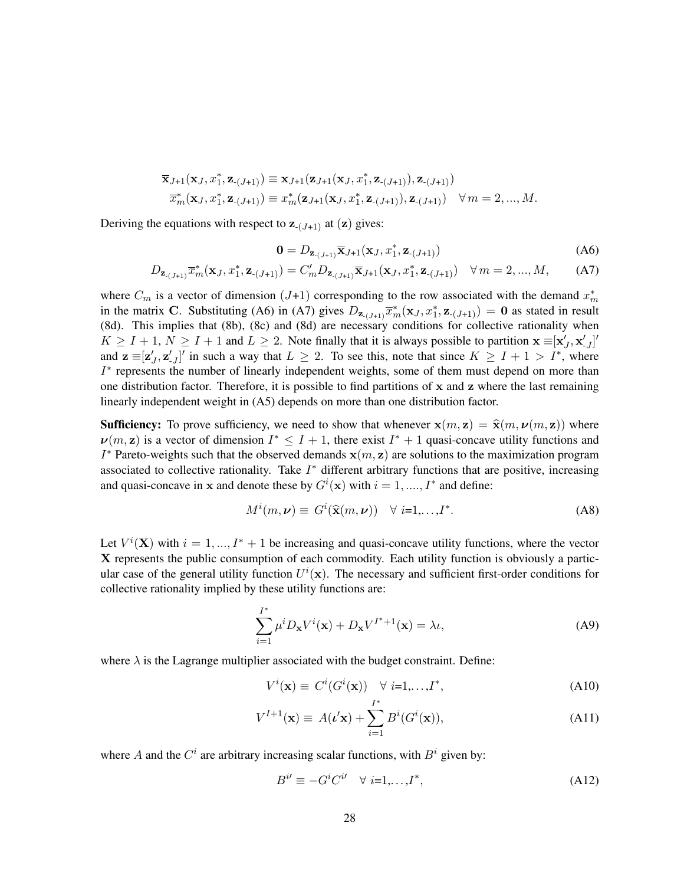$$\overline{\mathbf{x}}_{J+1}(\mathbf{x}_J, x_1^*, \mathbf{z}_{\text{-}(J+1)}) \equiv \mathbf{x}_{J+1}(\mathbf{z}_{J+1}(\mathbf{x}_J, x_1^*, \mathbf{z}_{\text{-}(J+1)}), \mathbf{z}_{\text{-}(J+1)})$$

$$\overline{x}_m^*(\mathbf{x}_J, x_1^*, \mathbf{z}_{\text{-}(J+1)}) \equiv x_m^*(\mathbf{z}_{J+1}(\mathbf{x}_J, x_1^*, \mathbf{z}_{\text{-}(J+1)}), \mathbf{z}_{\text{-}(J+1)}) \quad \forall\, m = 2, ..., M.$$

Deriving the equations with respect to $\mathbf{z}_{\text{-}(J+1)}$ at $(\mathbf{z})$ gives:

$$\mathbf{0} = D_{\mathbf{z}_{\text{-}(J+1)}} \overline{\mathbf{x}}_{J+1}(\mathbf{x}_J, x_1^*, \mathbf{z}_{\text{-}(J+1)}) \tag{A6}$$

$$D_{\mathbf{z}_{\text{-}(J+1)}} \overline{x}_m^*(\mathbf{x}_J, x_1^*, \mathbf{z}_{\text{-}(J+1)}) = C_m' D_{\mathbf{z}_{\text{-}(J+1)}} \overline{\mathbf{x}}_{J+1}(\mathbf{x}_J, x_1^*, \mathbf{z}_{\text{-}(J+1)}) \quad \forall\, m = 2, ..., M, \tag{A7}$$

where $C_m$ is a vector of dimension $(J+1)$ corresponding to the row associated with the demand $x_m^*$ in the matrix $\mathbf{C}$. Substituting (A6) in (A7) gives $D_{\mathbf{z}_{\text{-}(J+1)}} \overline{x}_m^*(\mathbf{x}_J, x_1^*, \mathbf{z}_{\text{-}(J+1)}) = \mathbf{0}$ as stated in result (8d). This implies that (8b), (8c) and (8d) are necessary conditions for collective rationality when $K \geq I+1$, $N \geq I+1$ and $L \geq 2$. Note finally that it is always possible to partition $\mathbf{x} \equiv [\mathbf{x}_J', \mathbf{x}_{\text{-}J}']'$ and $\mathbf{z} \equiv [\mathbf{z}_J', \mathbf{z}_{\text{-}J}']'$ in such a way that $L \geq 2$. To see this, note that since $K \geq I+1 > I^*$, where $I^*$ represents the number of linearly independent weights, some of them must depend on more than one distribution factor. Therefore, it is possible to find partitions of $\mathbf{x}$ and $\mathbf{z}$ where the last remaining linearly independent weight in (A5) depends on more than one distribution factor.

**Sufficiency:** To prove sufficiency, we need to show that whenever $\mathbf{x}(m, \mathbf{z}) = \widehat{\mathbf{x}}(m, \boldsymbol{\nu}(m, \mathbf{z}))$ where $\boldsymbol{\nu}(m, \mathbf{z})$ is a vector of dimension $I^* \leq I+1$, there exist $I^*+1$ quasi-concave utility functions and $I^*$ Pareto-weights such that the observed demands $\mathbf{x}(m, \mathbf{z})$ are solutions to the maximization program associated to collective rationality. Take $I^*$ different arbitrary functions that are positive, increasing and quasi-concave in $\mathbf{x}$ and denote these by $G^i(\mathbf{x})$ with $i = 1, ...., I^*$ and define:

$$M^i(m, \boldsymbol{\nu}) \equiv G^i(\widehat{\mathbf{x}}(m, \boldsymbol{\nu})) \quad \forall\ i{=}1,\ldots,I^*. \tag{A8}$$

Let $V^i(\mathbf{X})$ with $i = 1, ..., I^*+1$ be increasing and quasi-concave utility functions, where the vector $\mathbf{X}$ represents the public consumption of each commodity. Each utility function is obviously a particular case of the general utility function $U^i(\mathbf{x})$. The necessary and sufficient first-order conditions for collective rationality implied by these utility functions are:

$$\sum_{i=1}^{I^*} \mu^i D_{\mathbf{x}} V^i(\mathbf{x}) + D_{\mathbf{x}} V^{I^*+1}(\mathbf{x}) = \lambda \iota, \tag{A9}$$

where $\lambda$ is the Lagrange multiplier associated with the budget constraint. Define:

$$V^i(\mathbf{x}) \equiv C^i(G^i(\mathbf{x})) \quad \forall\ i{=}1,\ldots,I^*, \tag{A10}$$

$$V^{I+1}(\mathbf{x}) \equiv A(\boldsymbol{\iota}'\mathbf{x}) + \sum_{i=1}^{I^*} B^i(G^i(\mathbf{x})), \tag{A11}$$

where $A$ and the $C^i$ are arbitrary increasing scalar functions, with $B^i$ given by:

$$B^{i\prime} \equiv -G^i C^{i\prime} \quad \forall\ i{=}1,\ldots,I^*, \tag{A12}$$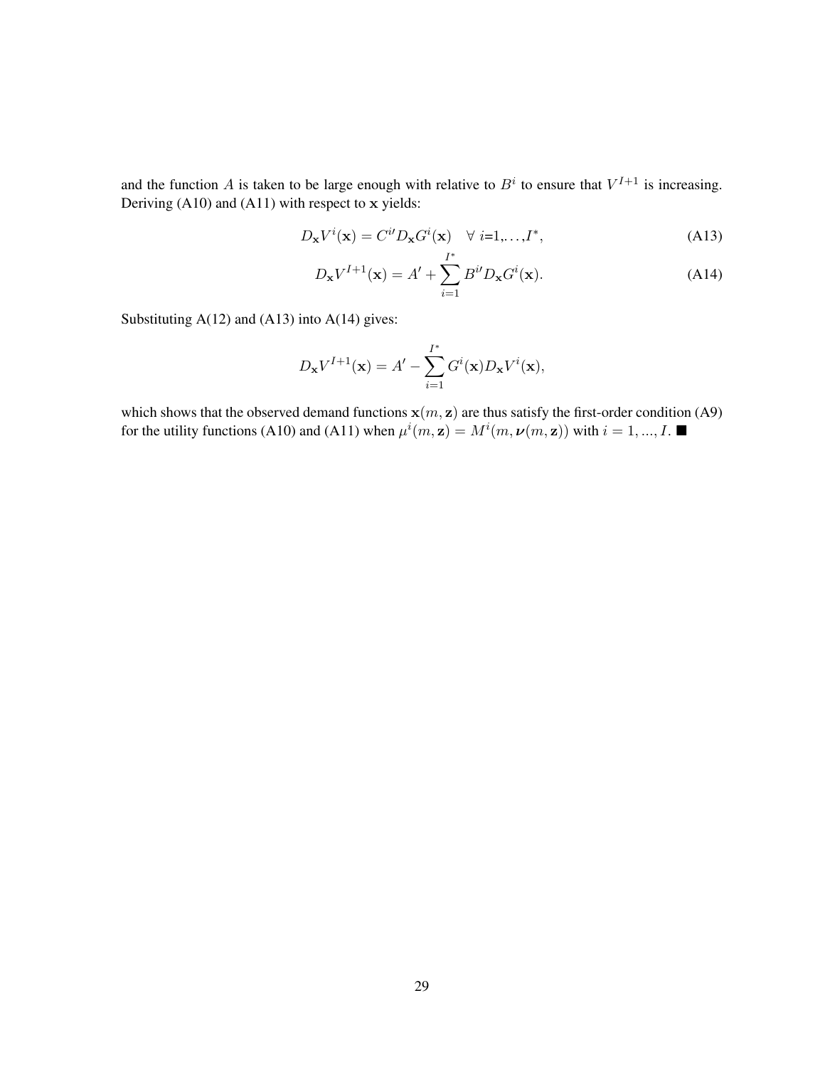and the function $A$ is taken to be large enough with relative to $B^i$ to ensure that $V^{I+1}$ is increasing. Deriving (A10) and (A11) with respect to $\mathbf{x}$ yields:

$$D_{\mathbf{x}}V^i(\mathbf{x}) = C^{i\prime} D_{\mathbf{x}} G^i(\mathbf{x}) \quad \forall \; i\text{=}1,\ldots,I^*, \tag{A13}$$

$$D_{\mathbf{x}}V^{I+1}(\mathbf{x}) = A' + \sum_{i=1}^{I^*} B^{i\prime} D_{\mathbf{x}} G^i(\mathbf{x}). \tag{A14}$$

Substituting A(12) and (A13) into A(14) gives:

$$D_{\mathbf{x}}V^{I+1}(\mathbf{x}) = A' - \sum_{i=1}^{I^*} G^i(\mathbf{x}) D_{\mathbf{x}} V^i(\mathbf{x}),$$

which shows that the observed demand functions $\mathbf{x}(m, \mathbf{z})$ are thus satisfy the first-order condition (A9) for the utility functions (A10) and (A11) when $\mu^i(m, \mathbf{z}) = M^i(m, \boldsymbol{\nu}(m, \mathbf{z}))$ with $i = 1, ..., I$. ■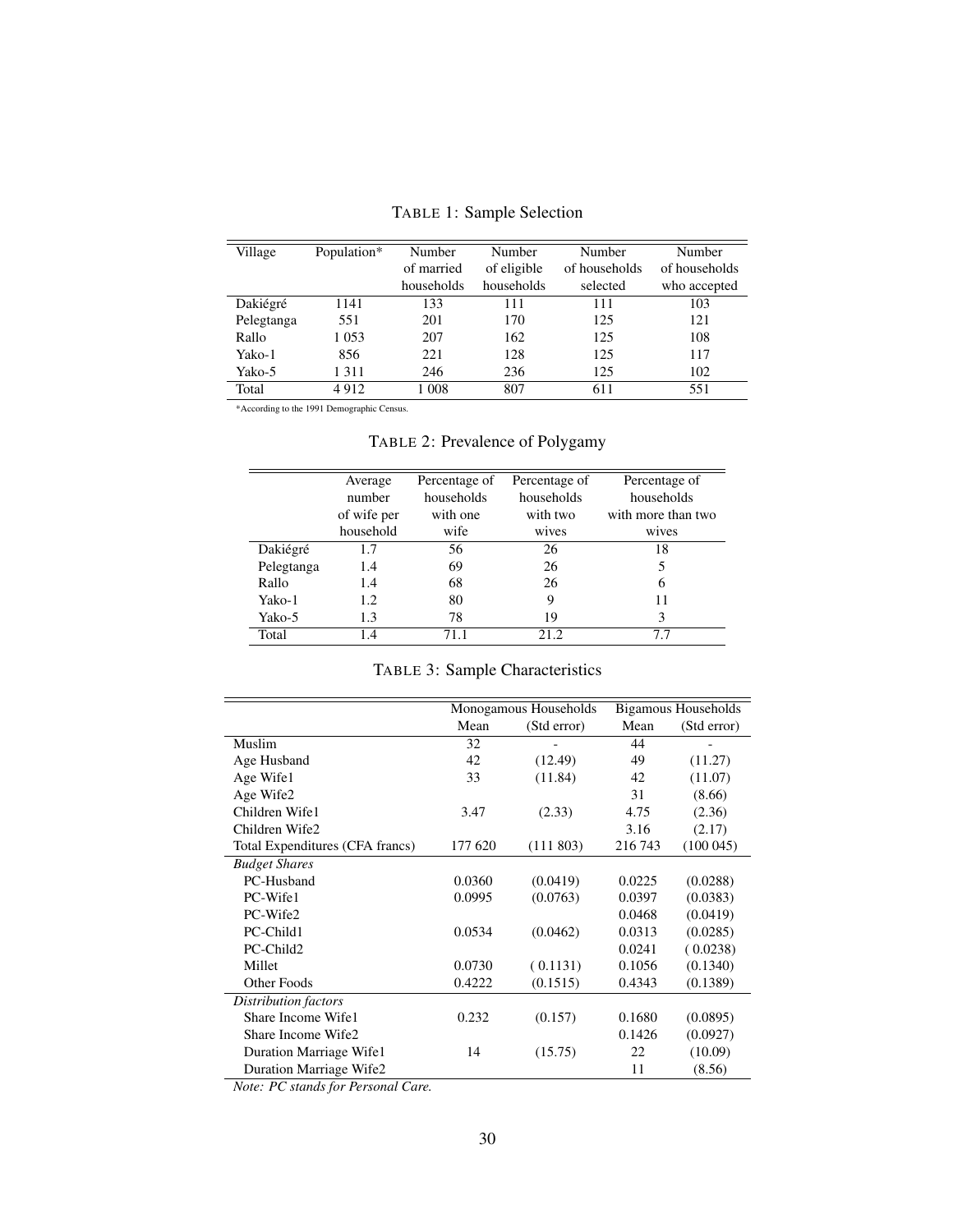TABLE 1: Sample Selection

| Village | Population* | Number of married households | Number of eligible households | Number of households selected | Number of households who accepted |
|---|---|---|---|---|---|
| Dakiégré | 1141 | 133 | 111 | 111 | 103 |
| Pelegtanga | 551 | 201 | 170 | 125 | 121 |
| Rallo | 1 053 | 207 | 162 | 125 | 108 |
| Yako-1 | 856 | 221 | 128 | 125 | 117 |
| Yako-5 | 1 311 | 246 | 236 | 125 | 102 |
| Total | 4 912 | 1 008 | 807 | 611 | 551 |

*According to the 1991 Demographic Census.

TABLE 2: Prevalence of Polygamy

| | Average number of wife per household | Percentage of households with one wife | Percentage of households with two wives | Percentage of households with more than two wives |
|---|---|---|---|---|
| Dakiégré | 1.7 | 56 | 26 | 18 |
| Pelegtanga | 1.4 | 69 | 26 | 5 |
| Rallo | 1.4 | 68 | 26 | 6 |
| Yako-1 | 1.2 | 80 | 9 | 11 |
| Yako-5 | 1.3 | 78 | 19 | 3 |
| Total | 1.4 | 71.1 | 21.2 | 7.7 |

TABLE 3: Sample Characteristics

| | Monogamous Households | | Bigamous Households | |
|---|---|---|---|---|
| | Mean | (Std error) | Mean | (Std error) |
| Muslim | 32 | - | 44 | - |
| Age Husband | 42 | (12.49) | 49 | (11.27) |
| Age Wife1 | 33 | (11.84) | 42 | (11.07) |
| Age Wife2 | | | 31 | (8.66) |
| Children Wife1 | 3.47 | (2.33) | 4.75 | (2.36) |
| Children Wife2 | | | 3.16 | (2.17) |
| Total Expenditures (CFA francs) | 177 620 | (111 803) | 216 743 | (100 045) |
| *Budget Shares* | | | | |
| PC-Husband | 0.0360 | (0.0419) | 0.0225 | (0.0288) |
| PC-Wife1 | 0.0995 | (0.0763) | 0.0397 | (0.0383) |
| PC-Wife2 | | | 0.0468 | (0.0419) |
| PC-Child1 | 0.0534 | (0.0462) | 0.0313 | (0.0285) |
| PC-Child2 | | | 0.0241 | (0.0238) |
| Millet | 0.0730 | (0.1131) | 0.1056 | (0.1340) |
| Other Foods | 0.4222 | (0.1515) | 0.4343 | (0.1389) |
| *Distribution factors* | | | | |
| Share Income Wife1 | 0.232 | (0.157) | 0.1680 | (0.0895) |
| Share Income Wife2 | | | 0.1426 | (0.0927) |
| Duration Marriage Wife1 | 14 | (15.75) | 22 | (10.09) |
| Duration Marriage Wife2 | | | 11 | (8.56) |

*Note: PC stands for Personal Care.*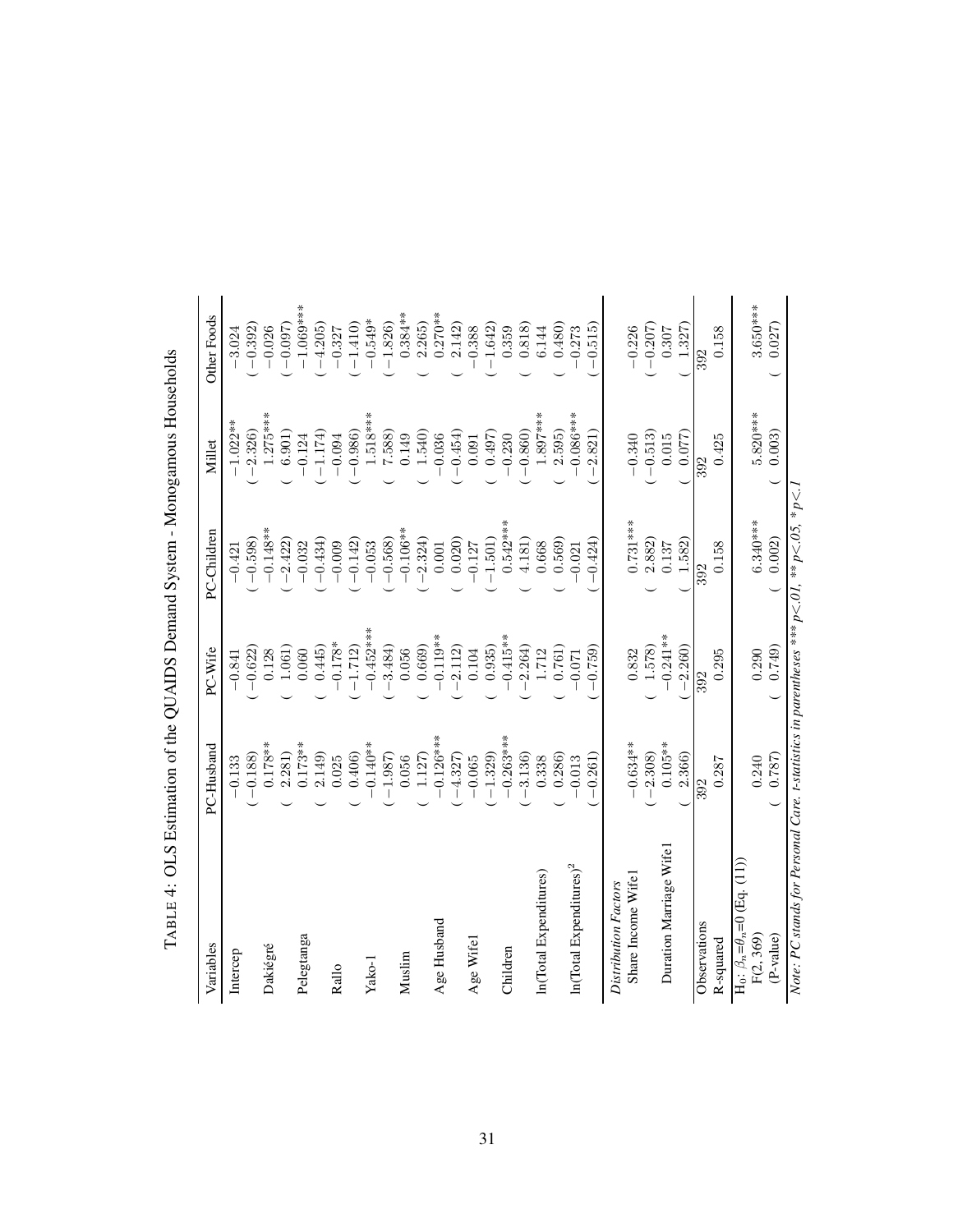TABLE 4: OLS Estimation of the QUAIDS Demand System - Monogamous Households

| Variables | PC-Husband | PC-Wife | PC-Children | Millet | Other Foods |
|---|---|---|---|---|---|
| Intercep | −0.133 | −0.841 | −0.421 | −1.022** | −3.024 |
| | (−0.188) | (−0.622) | (−0.598) | (−2.326) | (−0.392) |
| Dakiégré | 0.178** | 0.128 | −0.148** | 1.275*** | −0.026 |
| | (2.281) | (1.061) | (−2.422) | (6.901) | (−0.097) |
| Pelegtanga | 0.173** | 0.060 | −0.032 | −0.124 | −1.069*** |
| | (2.149) | (0.445) | (−0.434) | (−1.174) | (−4.205) |
| Rallo | 0.025 | −0.178* | −0.009 | −0.094 | −0.327 |
| | (0.406) | (−1.712) | (−0.142) | (−0.986) | (−1.410) |
| Yako-1 | −0.140** | −0.452*** | −0.053 | 1.518*** | −0.549* |
| | (−1.987) | (−3.484) | (−0.568) | (7.588) | (−1.826) |
| Muslim | 0.056 | 0.056 | −0.106** | 0.149 | 0.384** |
| | (1.127) | (0.669) | (−2.324) | (1.540) | (2.265) |
| Age Husband | −0.126*** | −0.119** | 0.001 | −0.036 | 0.270** |
| | (−4.327) | (−2.112) | (0.020) | (−0.454) | (2.142) |
| Age Wife1 | −0.065 | 0.104 | −0.127 | 0.091 | −0.388 |
| | (−1.329) | (0.935) | (−1.501) | (0.497) | (−1.642) |
| Children | −0.263*** | −0.415** | 0.542*** | −0.230 | 0.359 |
| | (−3.136) | (−2.264) | (4.181) | (−0.860) | (0.818) |
| ln(Total Expenditures) | 0.338 | 1.712 | 0.668 | 1.897*** | 6.144 |
| | (0.286) | (0.761) | (0.569) | (2.595) | (0.480) |
| ln(Total Expenditures)$^2$ | −0.013 | −0.071 | −0.021 | −0.086*** | −0.273 |
| | (−0.261) | (−0.759) | (−0.424) | (−2.821) | (−0.515) |
| *Distribution Factors* | | | | | |
| Share Income Wife1 | −0.634** | 0.832 | 0.731*** | −0.340 | −0.226 |
| | (−2.308) | (1.578) | (2.882) | (−0.513) | (−0.207) |
| Duration Marriage Wife1 | 0.105** | −0.241** | 0.137 | 0.015 | 0.307 |
| | (2.366) | (−2.260) | (1.582) | (0.077) | (1.327) |
| Observations | 392 | 392 | 392 | 392 | 392 |
| R-squared | 0.287 | 0.295 | 0.158 | 0.425 | 0.158 |
| $H_0$: $\beta_n$=$\theta_n$=0 (Eq. (11)) | | | | | |
| F(2, 369) | 0.240 | 0.290 | 6.340*** | 5.820*** | 3.650*** |
| (P-value) | (0.787) | (0.749) | (0.002) | (0.003) | (0.027) |

*Note: PC stands for Personal Care. t-statistics in parentheses \*\*\* p<.01, \*\* p<.05, \* p<.1*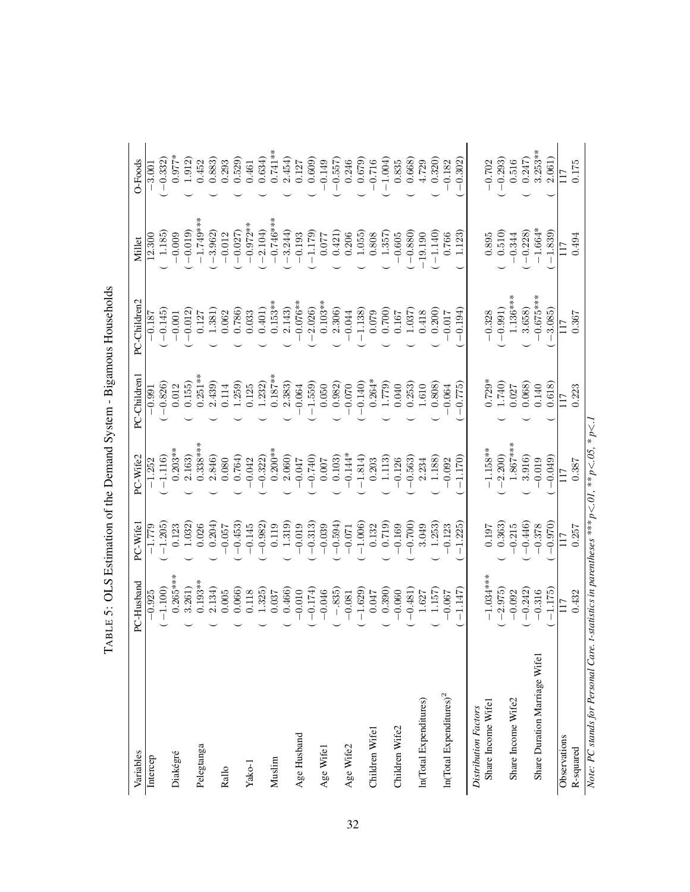TABLE 5: OLS Estimation of the Demand System - Bigamous Households

| Variables | PC-Husband | PC-Wife1 | PC-Wife2 | PC-Children1 | PC-Children2 | Millet | O-Foods |
|---|---|---|---|---|---|---|---|
| Intercep | −0.925 | −1.779 | −1.252 | −0.991 | −0.187 | 12.300 | −3.001 |
| | (−1.100) | (−1.205) | (−1.116) | (−0.826) | (−0.145) | (1.185) | (−0.332) |
| Diakégré | 0.265*** | 0.123 | 0.203** | 0.012 | −0.001 | −0.009 | 0.977* |
| | (3.261) | (1.032) | (2.163) | (0.155) | (−0.012) | (−0.019) | (1.912) |
| Pelegtanga | 0.193** | 0.026 | 0.338*** | 0.251** | 0.127 | −1.749*** | 0.452 |
| | (2.134) | (0.204) | (2.846) | (2.439) | (1.381) | (−3.962) | (0.883) |
| Rallo | 0.005 | −0.057 | 0.080 | 0.114 | 0.062 | −0.012 | 0.293 |
| | (0.066) | (−0.453) | (0.764) | (1.259) | (0.786) | (−0.027) | (0.529) |
| Yako-1 | 0.118 | −0.145 | −0.042 | 0.125 | 0.033 | −0.972** | 0.461 |
| | (1.325) | (−0.982) | (−0.322) | (1.232) | (0.401) | (−2.104) | (0.634) |
| Muslim | 0.037 | 0.119 | 0.200** | 0.187** | 0.153** | −0.746*** | 0.741** |
| | (0.466) | (1.319) | (2.060) | (2.383) | (2.143) | (−3.244) | (2.454) |
| Age Husband | −0.010 | −0.019 | −0.047 | −0.064 | −0.076** | −0.193 | 0.127 |
| | (−0.174) | (−0.313) | (−0.740) | (−1.559) | (−2.026) | (−1.179) | (0.609) |
| Age Wife1 | −0.046 | −0.039 | 0.007 | 0.050 | 0.103** | 0.077 | −0.149 |
| | (−.835) | (−0.594) | (0.103) | (0.982) | (2.306) | (0.421) | (−0.557) |
| Age Wife2 | −0.081 | −0.071 | −0.144* | −0.070 | −0.044 | 0.206 | 0.246 |
| | (−1.629) | (−1.006) | (−1.814) | (−0.140) | (−1.138) | (1.055) | (0.679) |
| Children Wife1 | 0.047 | 0.132 | 0.203 | 0.264* | 0.079 | 0.808 | −0.716 |
| | (0.390) | (0.719) | (1.113) | (1.779) | (0.700) | (1.357) | (−1.004) |
| Children Wife2 | −0.060 | −0.169 | −0.126 | 0.040 | 0.167 | −0.605 | 0.835 |
| | (−0.481) | (−0.700) | (−0.563) | (0.253) | (1.037) | (−0.880) | (0.668) |
| ln(Total Expenditures) | 1.627 | 3.049 | 2.234 | 1.610 | 0.418 | −19.190 | 4.729 |
| | (1.157) | (1.253) | (1.188) | (0.808) | (0.200) | (−1.140) | (0.320) |
| ln(Total Expenditures)$^2$ | −0.067 | −0.123 | −0.092 | −0.064 | −0.017 | 0.766 | −0.182 |
| | (−1.147) | (−1.225) | (−1.170) | (−0.775) | (−0.194) | (1.123) | (−0.302) |
| *Distribution Factors* | | | | | | | |
| Share Income Wife1 | −1.034*** | 0.197 | −1.158** | 0.729* | −0.328 | 0.895 | −0.702 |
| | (−2.975) | (0.363) | (−2.200) | (1.740) | (−0.991) | (0.510) | (−0.293) |
| Share Income Wife2 | −0.092 | −0.215 | 1.867*** | 0.027 | 1.136*** | −0.344 | 0.516 |
| | (−0.242) | (−0.446) | (3.916) | (0.068) | (3.658) | (−0.228) | (0.247) |
| Share Duration Marriage Wife1 | −0.316 | −0.378 | −0.019 | 0.140 | −0.675*** | −1.664* | 3.253** |
| | (−1.175) | (−0.970) | (−0.049) | (0.618) | (−3.085) | (−1.839) | (2.061) |
| Observations | 117 | 117 | 117 | 117 | 117 | 117 | 117 |
| R-squared | 0.432 | 0.257 | 0.387 | 0.223 | 0.367 | 0.494 | 0.175 |

*Note: PC stands for Personal Care. t-statistics in parentheses *** p<.01, ** p<.05, * p<.1*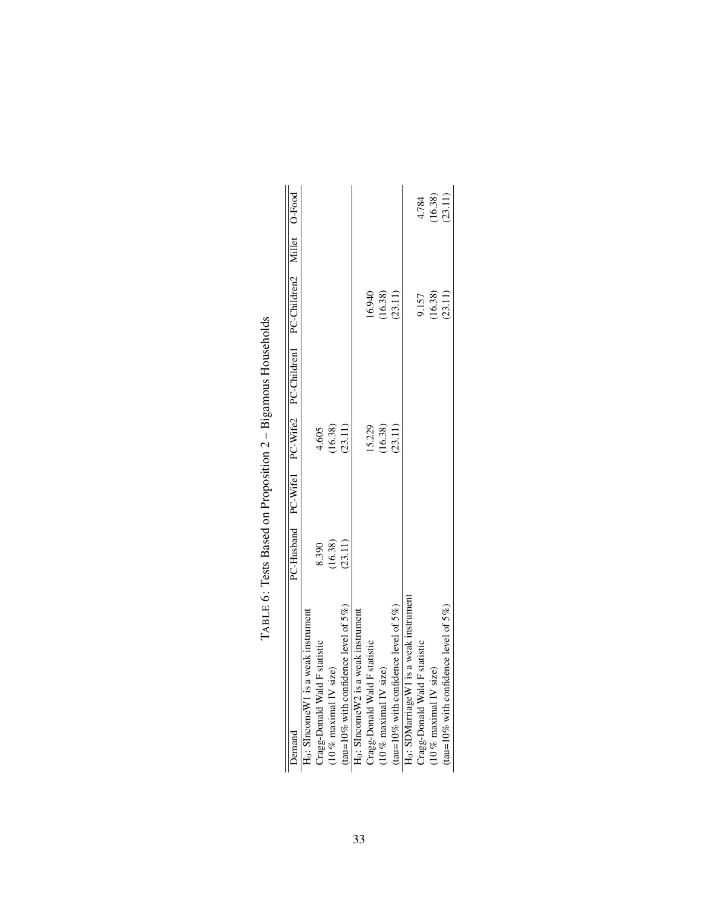# TABLE 6: Tests Based on Proposition 2 – Bigamous Households

| Demand | PC-Husband | PC-Wife1 | PC-Wife2 | PC-Children1 | PC-Children2 | Millet | O-Food |
|---|---|---|---|---|---|---|---|
| $H_0$: SIncomeW1 is a weak instrument | | | | | | | |
| Cragg-Donald Wald F statistic | 8.390 | | 4.605 | | | | |
| (10 % maximal IV size) | (16.38) | | (16.38) | | | | |
| (tau=10% with confidence level of 5%) | (23.11) | | (23.11) | | | | |
| $H_0$: SIncomeW2 is a weak instrument | | | | | | | |
| Cragg-Donald Wald F statistic | | | 15.229 | | 16.940 | | |
| (10 % maximal IV size) | | | (16.38) | | (16.38) | | |
| (tau=10% with confidence level of 5%) | | | (23.11) | | (23.11) | | |
| $H_0$: SDMarriageW1 is a weak instrument | | | | | | | |
| Cragg-Donald Wald F statistic | | | | | 9.157 | | 4.784 |
| (10 % maximal IV size) | | | | | (16.38) | | (16.38) |
| (tau=10% with confidence level of 5%) | | | | | (23.11) | | (23.11) |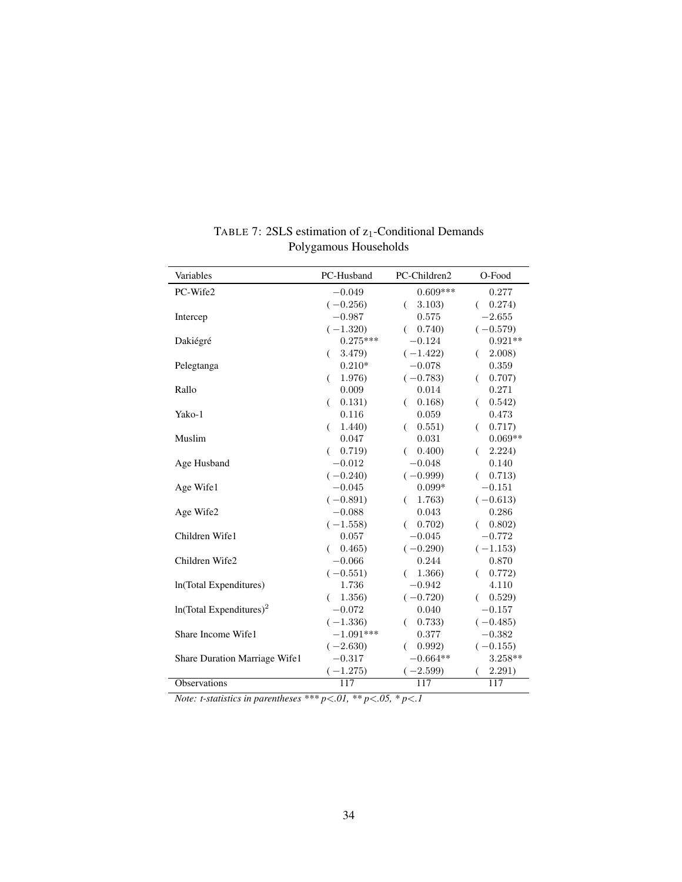TABLE 7: 2SLS estimation of $z_1$-Conditional Demands
Polygamous Households

| Variables | PC-Husband | PC-Children2 | O-Food |
|---|---|---|---|
| PC-Wife2 | $-0.049$ | $0.609$*** | $0.277$ |
| | $(-0.256)$ | $(3.103)$ | $(0.274)$ |
| Intercep | $-0.987$ | $0.575$ | $-2.655$ |
| | $(-1.320)$ | $(0.740)$ | $(-0.579)$ |
| Dakiégré | $0.275$*** | $-0.124$ | $0.921$** |
| | $(3.479)$ | $(-1.422)$ | $(2.008)$ |
| Pelegtanga | $0.210$* | $-0.078$ | $0.359$ |
| | $(1.976)$ | $(-0.783)$ | $(0.707)$ |
| Rallo | $0.009$ | $0.014$ | $0.271$ |
| | $(0.131)$ | $(0.168)$ | $(0.542)$ |
| Yako-1 | $0.116$ | $0.059$ | $0.473$ |
| | $(1.440)$ | $(0.551)$ | $(0.717)$ |
| Muslim | $0.047$ | $0.031$ | $0.069$** |
| | $(0.719)$ | $(0.400)$ | $(2.224)$ |
| Age Husband | $-0.012$ | $-0.048$ | $0.140$ |
| | $(-0.240)$ | $(-0.999)$ | $(0.713)$ |
| Age Wife1 | $-0.045$ | $0.099$* | $-0.151$ |
| | $(-0.891)$ | $(1.763)$ | $(-0.613)$ |
| Age Wife2 | $-0.088$ | $0.043$ | $0.286$ |
| | $(-1.558)$ | $(0.702)$ | $(0.802)$ |
| Children Wife1 | $0.057$ | $-0.045$ | $-0.772$ |
| | $(0.465)$ | $(-0.290)$ | $(-1.153)$ |
| Children Wife2 | $-0.066$ | $0.244$ | $0.870$ |
| | $(-0.551)$ | $(1.366)$ | $(0.772)$ |
| ln(Total Expenditures) | $1.736$ | $-0.942$ | $4.110$ |
| | $(1.356)$ | $(-0.720)$ | $(0.529)$ |
| ln(Total Expenditures)$^2$ | $-0.072$ | $0.040$ | $-0.157$ |
| | $(-1.336)$ | $(0.733)$ | $(-0.485)$ |
| Share Income Wife1 | $-1.091$*** | $0.377$ | $-0.382$ |
| | $(-2.630)$ | $(0.992)$ | $(-0.155)$ |
| Share Duration Marriage Wife1 | $-0.317$ | $-0.664$** | $3.258$** |
| | $(-1.275)$ | $(-2.599)$ | $(2.291)$ |
| Observations | 117 | 117 | 117 |

*Note: t-statistics in parentheses \*\*\* $p<.01$, \*\* $p<.05$, \* $p<.1$*